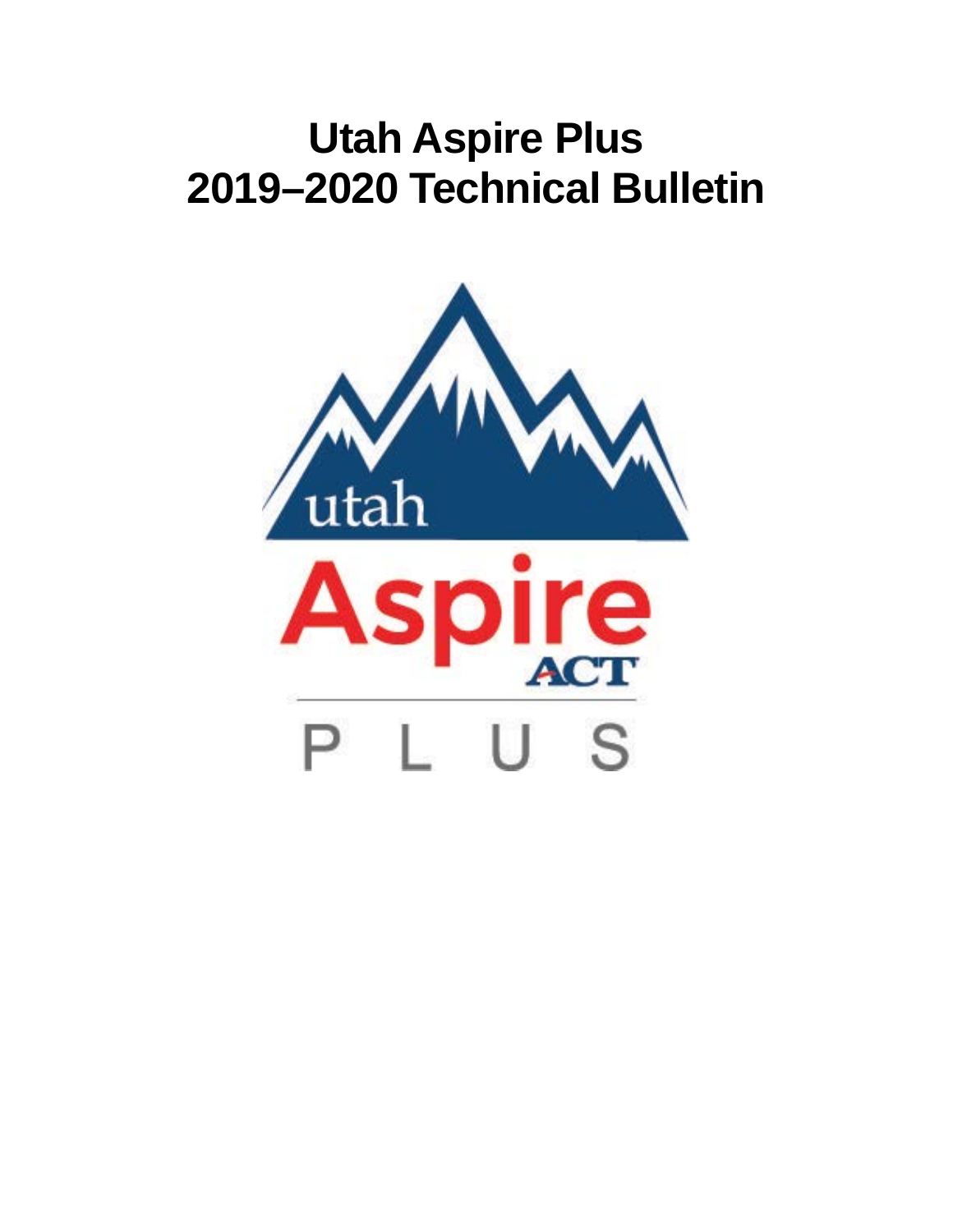# Utah Aspire Plus 2019–2020 Technical Bulletin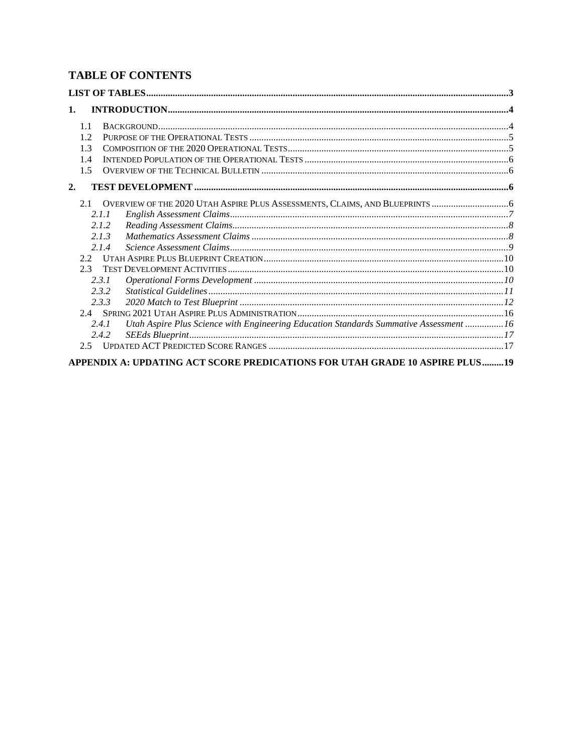# TABLE OF CONTENTS

**LIST OF TABLES** .......... 3

**1. INTRODUCTION** .......... 4

- 1.1 BACKGROUND .......... 4
- 1.2 PURPOSE OF THE OPERATIONAL TESTS .......... 5
- 1.3 COMPOSITION OF THE 2020 OPERATIONAL TESTS .......... 5
- 1.4 INTENDED POPULATION OF THE OPERATIONAL TESTS .......... 6
- 1.5 OVERVIEW OF THE TECHNICAL BULLETIN .......... 6

**2. TEST DEVELOPMENT** .......... 6

- 2.1 OVERVIEW OF THE 2020 UTAH ASPIRE PLUS ASSESSMENTS, CLAIMS, AND BLUEPRINTS .......... 6
  - *2.1.1 English Assessment Claims* .......... *7*
  - *2.1.2 Reading Assessment Claims* .......... *8*
  - *2.1.3 Mathematics Assessment Claims* .......... *8*
  - *2.1.4 Science Assessment Claims* .......... *9*
- 2.2 UTAH ASPIRE PLUS BLUEPRINT CREATION .......... 10
- 2.3 TEST DEVELOPMENT ACTIVITIES .......... 10
  - *2.3.1 Operational Forms Development* .......... *10*
  - *2.3.2 Statistical Guidelines* .......... *11*
  - *2.3.3 2020 Match to Test Blueprint* .......... *12*
- 2.4 SPRING 2021 UTAH ASPIRE PLUS ADMINISTRATION .......... 16
  - *2.4.1 Utah Aspire Plus Science with Engineering Education Standards Summative Assessment* .......... *16*
  - *2.4.2 SEEds Blueprint* .......... *17*
- 2.5 UPDATED ACT PREDICTED SCORE RANGES .......... 17

**APPENDIX A: UPDATING ACT SCORE PREDICATIONS FOR UTAH GRADE 10 ASPIRE PLUS** .......... 19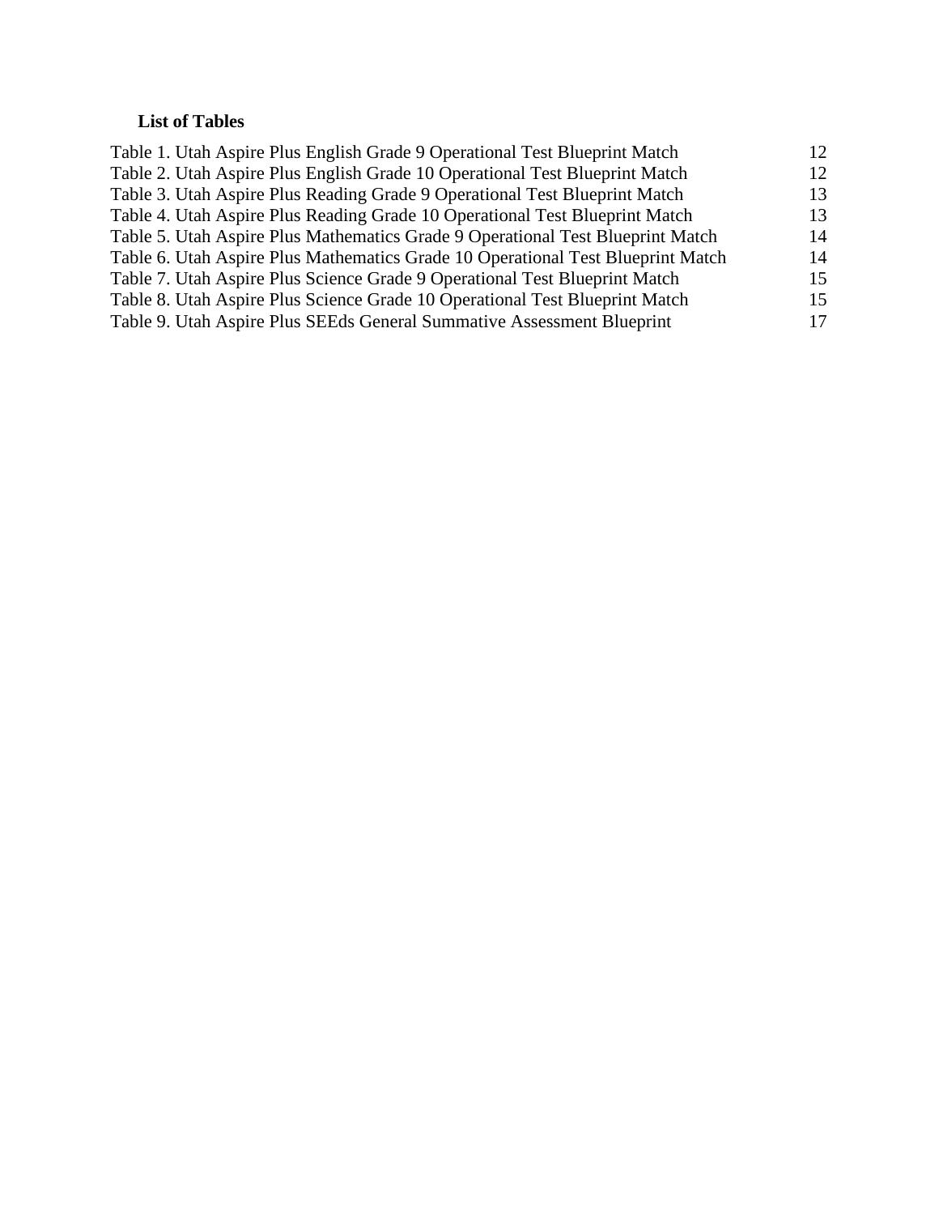**List of Tables**

Table 1. Utah Aspire Plus English Grade 9 Operational Test Blueprint Match 12
Table 2. Utah Aspire Plus English Grade 10 Operational Test Blueprint Match 12
Table 3. Utah Aspire Plus Reading Grade 9 Operational Test Blueprint Match 13
Table 4. Utah Aspire Plus Reading Grade 10 Operational Test Blueprint Match 13
Table 5. Utah Aspire Plus Mathematics Grade 9 Operational Test Blueprint Match 14
Table 6. Utah Aspire Plus Mathematics Grade 10 Operational Test Blueprint Match 14
Table 7. Utah Aspire Plus Science Grade 9 Operational Test Blueprint Match 15
Table 8. Utah Aspire Plus Science Grade 10 Operational Test Blueprint Match 15
Table 9. Utah Aspire Plus SEEds General Summative Assessment Blueprint 17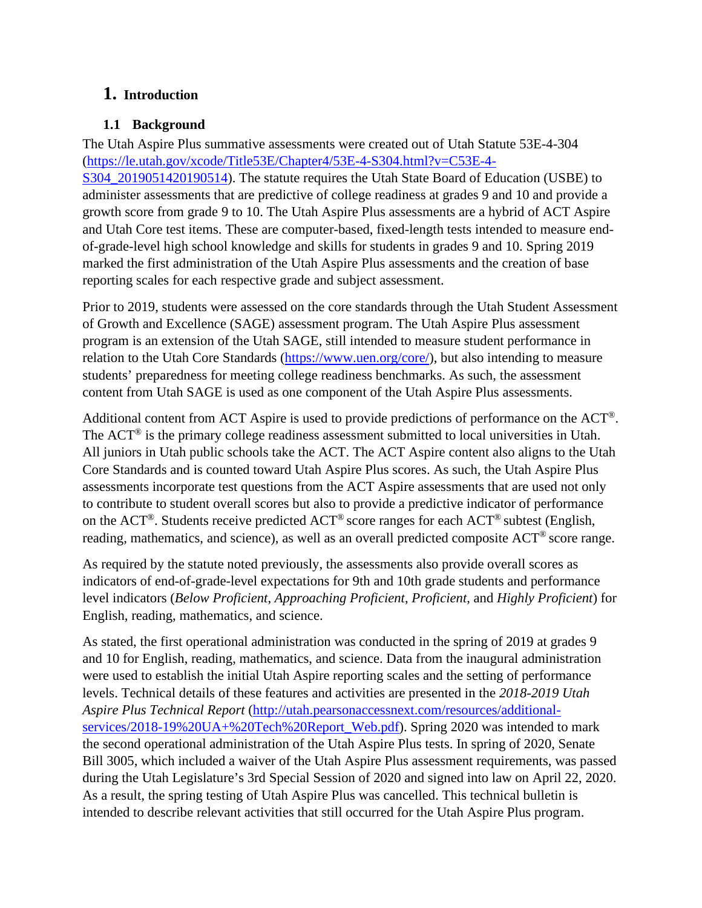# 1. Introduction

## 1.1 Background

The Utah Aspire Plus summative assessments were created out of Utah Statute 53E-4-304 (https://le.utah.gov/xcode/Title53E/Chapter4/53E-4-S304.html?v=C53E-4-S304_2019051420190514). The statute requires the Utah State Board of Education (USBE) to administer assessments that are predictive of college readiness at grades 9 and 10 and provide a growth score from grade 9 to 10. The Utah Aspire Plus assessments are a hybrid of ACT Aspire and Utah Core test items. These are computer-based, fixed-length tests intended to measure end-of-grade-level high school knowledge and skills for students in grades 9 and 10. Spring 2019 marked the first administration of the Utah Aspire Plus assessments and the creation of base reporting scales for each respective grade and subject assessment.

Prior to 2019, students were assessed on the core standards through the Utah Student Assessment of Growth and Excellence (SAGE) assessment program. The Utah Aspire Plus assessment program is an extension of the Utah SAGE, still intended to measure student performance in relation to the Utah Core Standards (https://www.uen.org/core/), but also intending to measure students' preparedness for meeting college readiness benchmarks. As such, the assessment content from Utah SAGE is used as one component of the Utah Aspire Plus assessments.

Additional content from ACT Aspire is used to provide predictions of performance on the ACT®. The ACT® is the primary college readiness assessment submitted to local universities in Utah. All juniors in Utah public schools take the ACT. The ACT Aspire content also aligns to the Utah Core Standards and is counted toward Utah Aspire Plus scores. As such, the Utah Aspire Plus assessments incorporate test questions from the ACT Aspire assessments that are used not only to contribute to student overall scores but also to provide a predictive indicator of performance on the ACT®. Students receive predicted ACT® score ranges for each ACT® subtest (English, reading, mathematics, and science), as well as an overall predicted composite ACT® score range.

As required by the statute noted previously, the assessments also provide overall scores as indicators of end-of-grade-level expectations for 9th and 10th grade students and performance level indicators (*Below Proficient*, *Approaching Proficient*, *Proficient*, and *Highly Proficient*) for English, reading, mathematics, and science.

As stated, the first operational administration was conducted in the spring of 2019 at grades 9 and 10 for English, reading, mathematics, and science. Data from the inaugural administration were used to establish the initial Utah Aspire reporting scales and the setting of performance levels. Technical details of these features and activities are presented in the *2018-2019 Utah Aspire Plus Technical Report* (http://utah.pearsonaccessnext.com/resources/additional-services/2018-19%20UA+%20Tech%20Report_Web.pdf). Spring 2020 was intended to mark the second operational administration of the Utah Aspire Plus tests. In spring of 2020, Senate Bill 3005, which included a waiver of the Utah Aspire Plus assessment requirements, was passed during the Utah Legislature's 3rd Special Session of 2020 and signed into law on April 22, 2020. As a result, the spring testing of Utah Aspire Plus was cancelled. This technical bulletin is intended to describe relevant activities that still occurred for the Utah Aspire Plus program.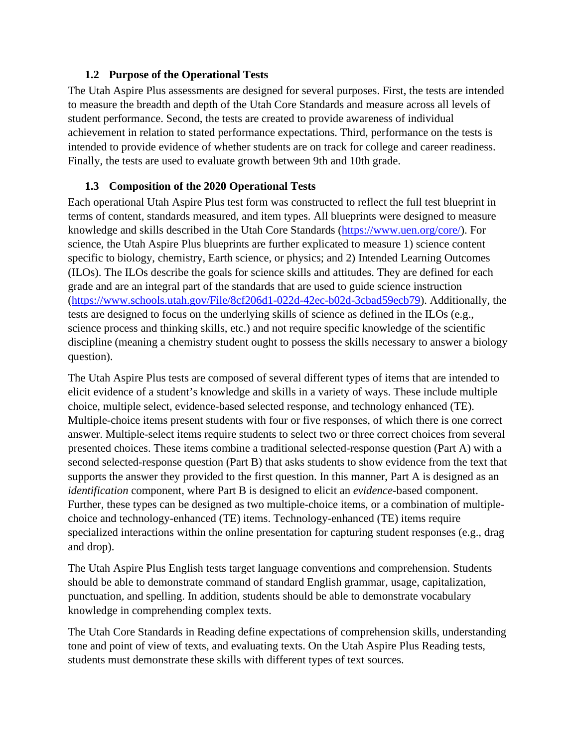### 1.2 Purpose of the Operational Tests

The Utah Aspire Plus assessments are designed for several purposes. First, the tests are intended to measure the breadth and depth of the Utah Core Standards and measure across all levels of student performance. Second, the tests are created to provide awareness of individual achievement in relation to stated performance expectations. Third, performance on the tests is intended to provide evidence of whether students are on track for college and career readiness. Finally, the tests are used to evaluate growth between 9th and 10th grade.

### 1.3 Composition of the 2020 Operational Tests

Each operational Utah Aspire Plus test form was constructed to reflect the full test blueprint in terms of content, standards measured, and item types. All blueprints were designed to measure knowledge and skills described in the Utah Core Standards (https://www.uen.org/core/). For science, the Utah Aspire Plus blueprints are further explicated to measure 1) science content specific to biology, chemistry, Earth science, or physics; and 2) Intended Learning Outcomes (ILOs). The ILOs describe the goals for science skills and attitudes. They are defined for each grade and are an integral part of the standards that are used to guide science instruction (https://www.schools.utah.gov/File/8cf206d1-022d-42ec-b02d-3cbad59ecb79). Additionally, the tests are designed to focus on the underlying skills of science as defined in the ILOs (e.g., science process and thinking skills, etc.) and not require specific knowledge of the scientific discipline (meaning a chemistry student ought to possess the skills necessary to answer a biology question).

The Utah Aspire Plus tests are composed of several different types of items that are intended to elicit evidence of a student's knowledge and skills in a variety of ways. These include multiple choice, multiple select, evidence-based selected response, and technology enhanced (TE). Multiple-choice items present students with four or five responses, of which there is one correct answer. Multiple-select items require students to select two or three correct choices from several presented choices. These items combine a traditional selected-response question (Part A) with a second selected-response question (Part B) that asks students to show evidence from the text that supports the answer they provided to the first question. In this manner, Part A is designed as an *identification* component, where Part B is designed to elicit an *evidence*-based component. Further, these types can be designed as two multiple-choice items, or a combination of multiple-choice and technology-enhanced (TE) items. Technology-enhanced (TE) items require specialized interactions within the online presentation for capturing student responses (e.g., drag and drop).

The Utah Aspire Plus English tests target language conventions and comprehension. Students should be able to demonstrate command of standard English grammar, usage, capitalization, punctuation, and spelling. In addition, students should be able to demonstrate vocabulary knowledge in comprehending complex texts.

The Utah Core Standards in Reading define expectations of comprehension skills, understanding tone and point of view of texts, and evaluating texts. On the Utah Aspire Plus Reading tests, students must demonstrate these skills with different types of text sources.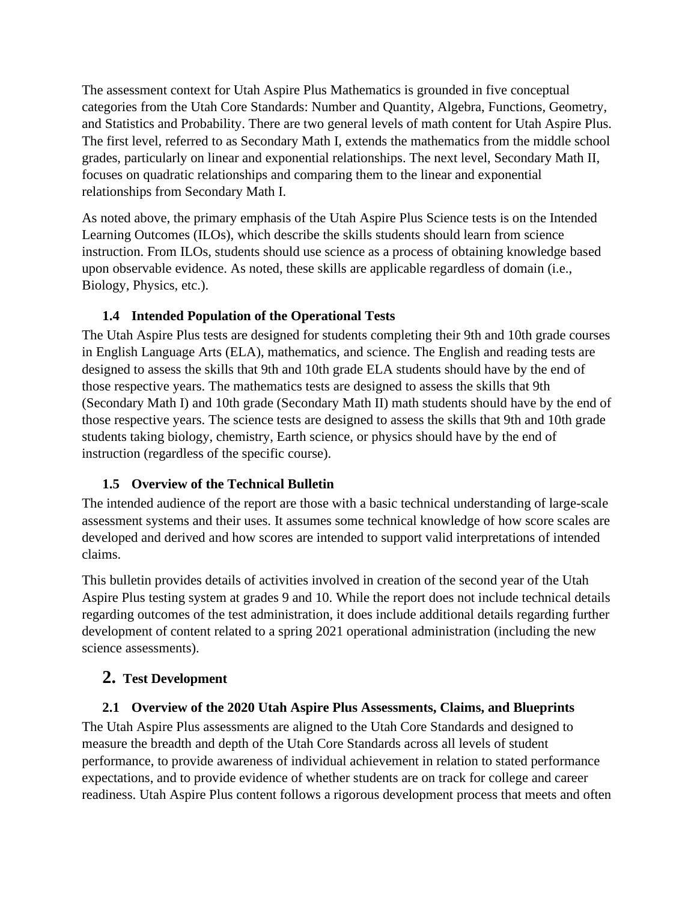The assessment context for Utah Aspire Plus Mathematics is grounded in five conceptual categories from the Utah Core Standards: Number and Quantity, Algebra, Functions, Geometry, and Statistics and Probability. There are two general levels of math content for Utah Aspire Plus. The first level, referred to as Secondary Math I, extends the mathematics from the middle school grades, particularly on linear and exponential relationships. The next level, Secondary Math II, focuses on quadratic relationships and comparing them to the linear and exponential relationships from Secondary Math I.

As noted above, the primary emphasis of the Utah Aspire Plus Science tests is on the Intended Learning Outcomes (ILOs), which describe the skills students should learn from science instruction. From ILOs, students should use science as a process of obtaining knowledge based upon observable evidence. As noted, these skills are applicable regardless of domain (i.e., Biology, Physics, etc.).

### 1.4 Intended Population of the Operational Tests

The Utah Aspire Plus tests are designed for students completing their 9th and 10th grade courses in English Language Arts (ELA), mathematics, and science. The English and reading tests are designed to assess the skills that 9th and 10th grade ELA students should have by the end of those respective years. The mathematics tests are designed to assess the skills that 9th (Secondary Math I) and 10th grade (Secondary Math II) math students should have by the end of those respective years. The science tests are designed to assess the skills that 9th and 10th grade students taking biology, chemistry, Earth science, or physics should have by the end of instruction (regardless of the specific course).

### 1.5 Overview of the Technical Bulletin

The intended audience of the report are those with a basic technical understanding of large-scale assessment systems and their uses. It assumes some technical knowledge of how score scales are developed and derived and how scores are intended to support valid interpretations of intended claims.

This bulletin provides details of activities involved in creation of the second year of the Utah Aspire Plus testing system at grades 9 and 10. While the report does not include technical details regarding outcomes of the test administration, it does include additional details regarding further development of content related to a spring 2021 operational administration (including the new science assessments).

## 2. Test Development

### 2.1 Overview of the 2020 Utah Aspire Plus Assessments, Claims, and Blueprints

The Utah Aspire Plus assessments are aligned to the Utah Core Standards and designed to measure the breadth and depth of the Utah Core Standards across all levels of student performance, to provide awareness of individual achievement in relation to stated performance expectations, and to provide evidence of whether students are on track for college and career readiness. Utah Aspire Plus content follows a rigorous development process that meets and often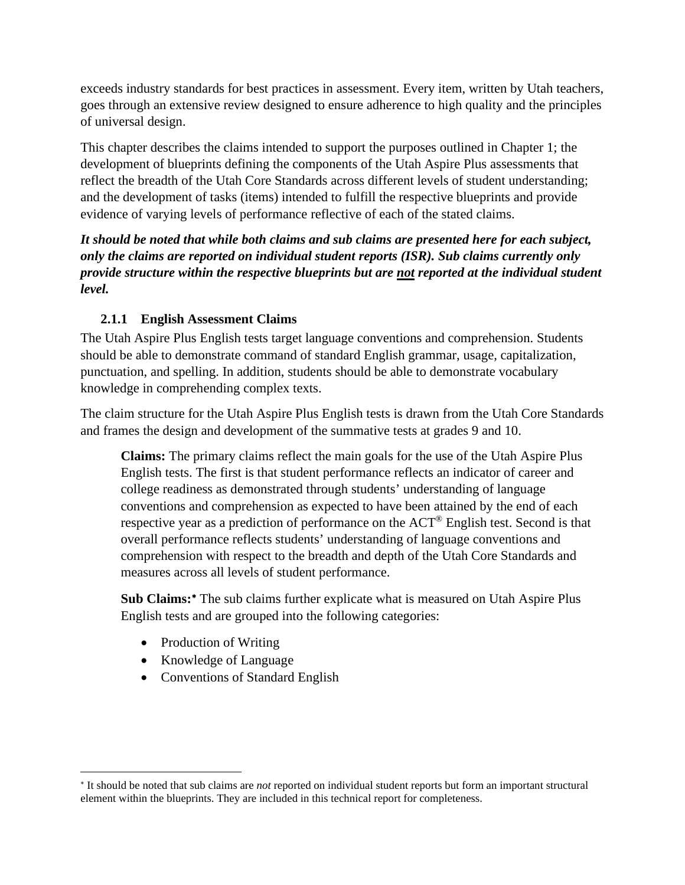exceeds industry standards for best practices in assessment. Every item, written by Utah teachers, goes through an extensive review designed to ensure adherence to high quality and the principles of universal design.

This chapter describes the claims intended to support the purposes outlined in Chapter 1; the development of blueprints defining the components of the Utah Aspire Plus assessments that reflect the breadth of the Utah Core Standards across different levels of student understanding; and the development of tasks (items) intended to fulfill the respective blueprints and provide evidence of varying levels of performance reflective of each of the stated claims.

***It should be noted that while both claims and sub claims are presented here for each subject, only the claims are reported on individual student reports (ISR). Sub claims currently only provide structure within the respective blueprints but are <u>not</u> reported at the individual student level.***

### 2.1.1 English Assessment Claims

The Utah Aspire Plus English tests target language conventions and comprehension. Students should be able to demonstrate command of standard English grammar, usage, capitalization, punctuation, and spelling. In addition, students should be able to demonstrate vocabulary knowledge in comprehending complex texts.

The claim structure for the Utah Aspire Plus English tests is drawn from the Utah Core Standards and frames the design and development of the summative tests at grades 9 and 10.

> **Claims:** The primary claims reflect the main goals for the use of the Utah Aspire Plus English tests. The first is that student performance reflects an indicator of career and college readiness as demonstrated through students' understanding of language conventions and comprehension as expected to have been attained by the end of each respective year as a prediction of performance on the ACT® English test. Second is that overall performance reflects students' understanding of language conventions and comprehension with respect to the breadth and depth of the Utah Core Standards and measures across all levels of student performance.
>
> **Sub Claims:**[*] The sub claims further explicate what is measured on Utah Aspire Plus English tests and are grouped into the following categories:
>
> - Production of Writing
> - Knowledge of Language
> - Conventions of Standard English

---

[*] It should be noted that sub claims are *not* reported on individual student reports but form an important structural element within the blueprints. They are included in this technical report for completeness.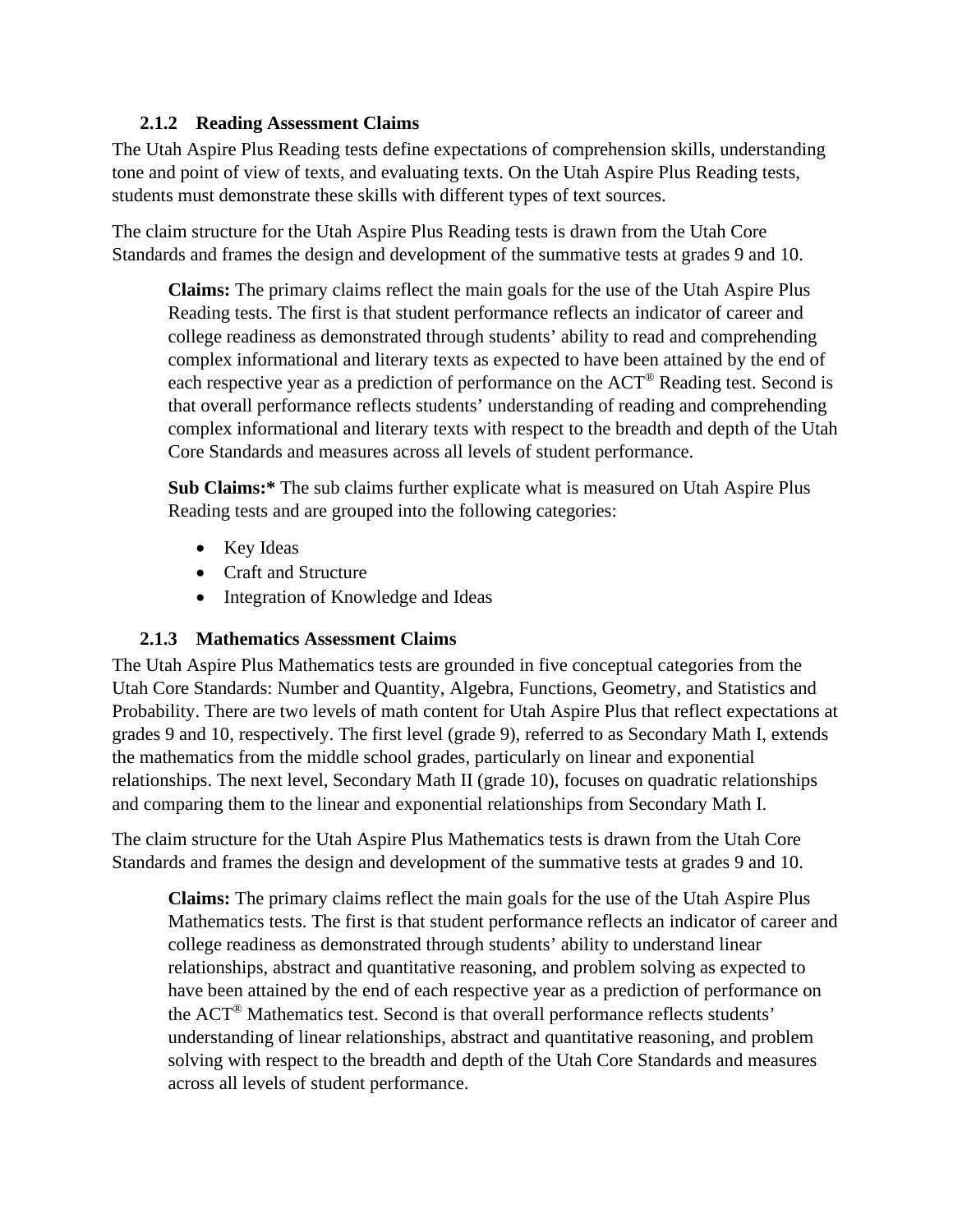### 2.1.2 Reading Assessment Claims

The Utah Aspire Plus Reading tests define expectations of comprehension skills, understanding tone and point of view of texts, and evaluating texts. On the Utah Aspire Plus Reading tests, students must demonstrate these skills with different types of text sources.

The claim structure for the Utah Aspire Plus Reading tests is drawn from the Utah Core Standards and frames the design and development of the summative tests at grades 9 and 10.

> **Claims:** The primary claims reflect the main goals for the use of the Utah Aspire Plus Reading tests. The first is that student performance reflects an indicator of career and college readiness as demonstrated through students' ability to read and comprehending complex informational and literary texts as expected to have been attained by the end of each respective year as a prediction of performance on the ACT® Reading test. Second is that overall performance reflects students' understanding of reading and comprehending complex informational and literary texts with respect to the breadth and depth of the Utah Core Standards and measures across all levels of student performance.
>
> **Sub Claims:*** The sub claims further explicate what is measured on Utah Aspire Plus Reading tests and are grouped into the following categories:
>
> - Key Ideas
> - Craft and Structure
> - Integration of Knowledge and Ideas

### 2.1.3 Mathematics Assessment Claims

The Utah Aspire Plus Mathematics tests are grounded in five conceptual categories from the Utah Core Standards: Number and Quantity, Algebra, Functions, Geometry, and Statistics and Probability. There are two levels of math content for Utah Aspire Plus that reflect expectations at grades 9 and 10, respectively. The first level (grade 9), referred to as Secondary Math I, extends the mathematics from the middle school grades, particularly on linear and exponential relationships. The next level, Secondary Math II (grade 10), focuses on quadratic relationships and comparing them to the linear and exponential relationships from Secondary Math I.

The claim structure for the Utah Aspire Plus Mathematics tests is drawn from the Utah Core Standards and frames the design and development of the summative tests at grades 9 and 10.

> **Claims:** The primary claims reflect the main goals for the use of the Utah Aspire Plus Mathematics tests. The first is that student performance reflects an indicator of career and college readiness as demonstrated through students' ability to understand linear relationships, abstract and quantitative reasoning, and problem solving as expected to have been attained by the end of each respective year as a prediction of performance on the ACT® Mathematics test. Second is that overall performance reflects students' understanding of linear relationships, abstract and quantitative reasoning, and problem solving with respect to the breadth and depth of the Utah Core Standards and measures across all levels of student performance.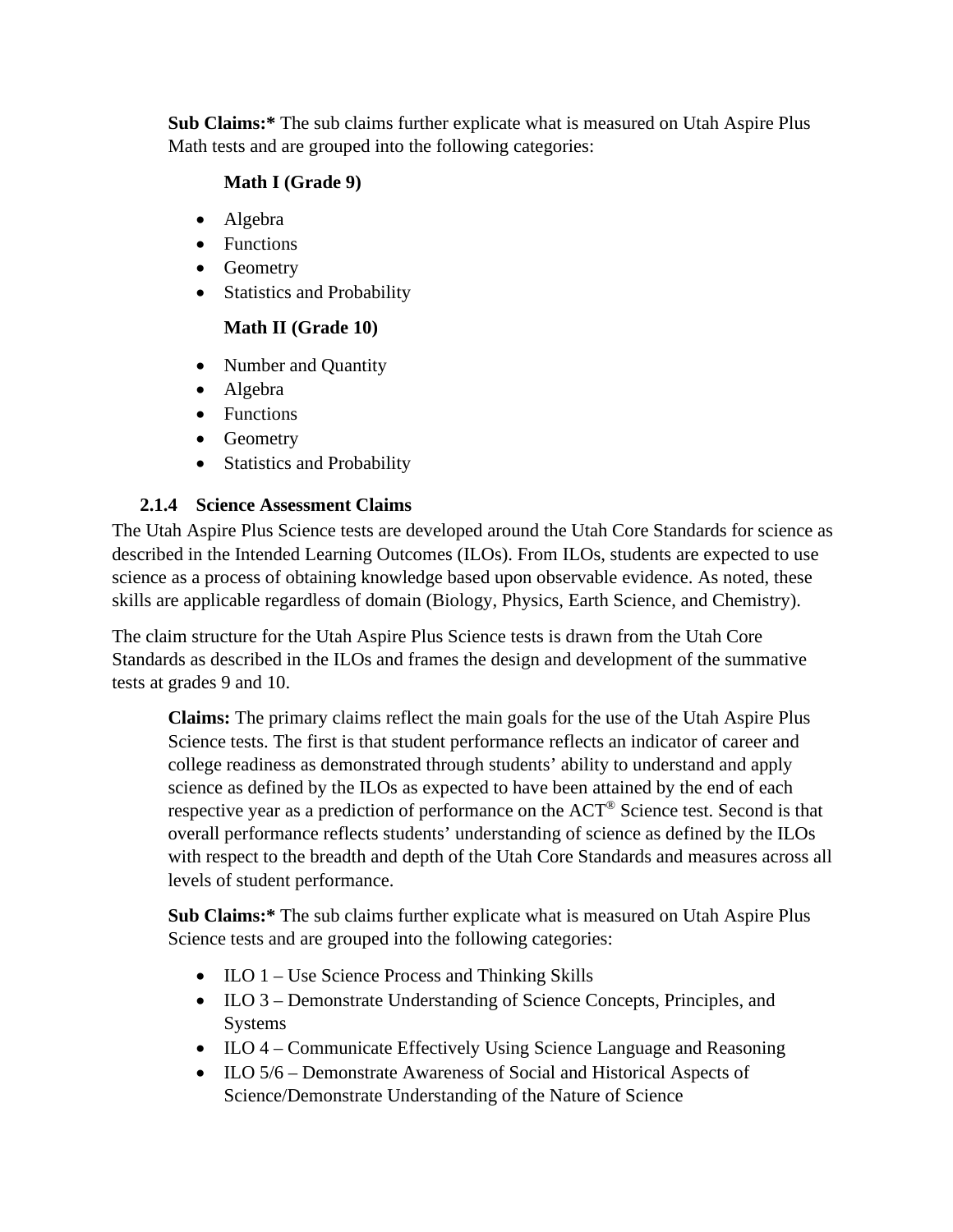**Sub Claims:*** The sub claims further explicate what is measured on Utah Aspire Plus Math tests and are grouped into the following categories:

**Math I (Grade 9)**

- Algebra
- Functions
- Geometry
- Statistics and Probability

**Math II (Grade 10)**

- Number and Quantity
- Algebra
- Functions
- Geometry
- Statistics and Probability

### 2.1.4 Science Assessment Claims

The Utah Aspire Plus Science tests are developed around the Utah Core Standards for science as described in the Intended Learning Outcomes (ILOs). From ILOs, students are expected to use science as a process of obtaining knowledge based upon observable evidence. As noted, these skills are applicable regardless of domain (Biology, Physics, Earth Science, and Chemistry).

The claim structure for the Utah Aspire Plus Science tests is drawn from the Utah Core Standards as described in the ILOs and frames the design and development of the summative tests at grades 9 and 10.

**Claims:** The primary claims reflect the main goals for the use of the Utah Aspire Plus Science tests. The first is that student performance reflects an indicator of career and college readiness as demonstrated through students' ability to understand and apply science as defined by the ILOs as expected to have been attained by the end of each respective year as a prediction of performance on the ACT® Science test. Second is that overall performance reflects students' understanding of science as defined by the ILOs with respect to the breadth and depth of the Utah Core Standards and measures across all levels of student performance.

**Sub Claims:*** The sub claims further explicate what is measured on Utah Aspire Plus Science tests and are grouped into the following categories:

- ILO 1 – Use Science Process and Thinking Skills
- ILO 3 – Demonstrate Understanding of Science Concepts, Principles, and Systems
- ILO 4 – Communicate Effectively Using Science Language and Reasoning
- ILO 5/6 – Demonstrate Awareness of Social and Historical Aspects of Science/Demonstrate Understanding of the Nature of Science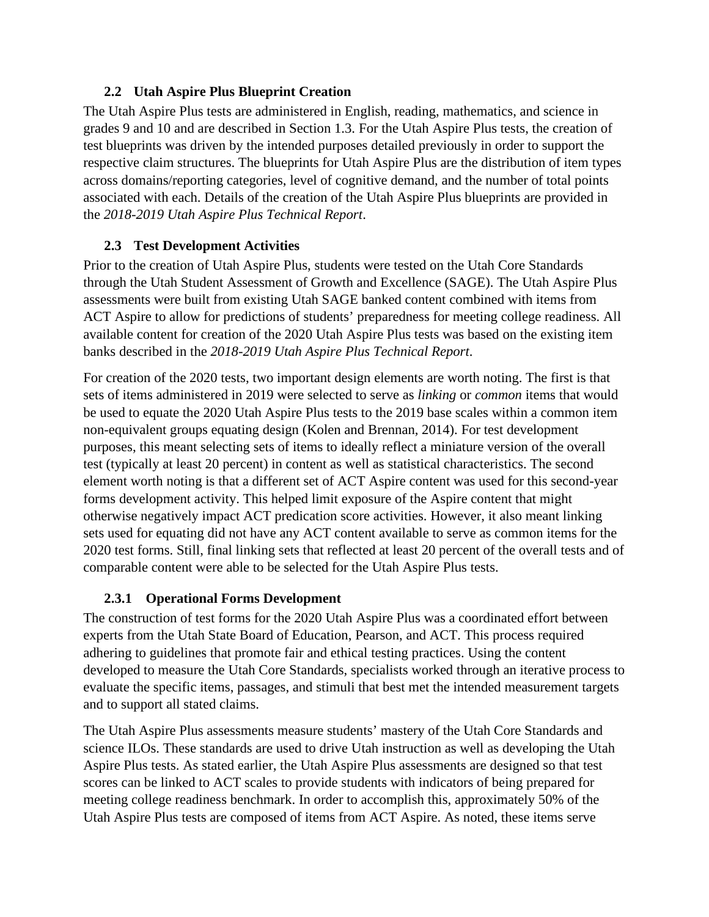### 2.2 Utah Aspire Plus Blueprint Creation

The Utah Aspire Plus tests are administered in English, reading, mathematics, and science in grades 9 and 10 and are described in Section 1.3. For the Utah Aspire Plus tests, the creation of test blueprints was driven by the intended purposes detailed previously in order to support the respective claim structures. The blueprints for Utah Aspire Plus are the distribution of item types across domains/reporting categories, level of cognitive demand, and the number of total points associated with each. Details of the creation of the Utah Aspire Plus blueprints are provided in the *2018-2019 Utah Aspire Plus Technical Report*.

### 2.3 Test Development Activities

Prior to the creation of Utah Aspire Plus, students were tested on the Utah Core Standards through the Utah Student Assessment of Growth and Excellence (SAGE). The Utah Aspire Plus assessments were built from existing Utah SAGE banked content combined with items from ACT Aspire to allow for predictions of students' preparedness for meeting college readiness. All available content for creation of the 2020 Utah Aspire Plus tests was based on the existing item banks described in the *2018-2019 Utah Aspire Plus Technical Report*.

For creation of the 2020 tests, two important design elements are worth noting. The first is that sets of items administered in 2019 were selected to serve as *linking* or *common* items that would be used to equate the 2020 Utah Aspire Plus tests to the 2019 base scales within a common item non-equivalent groups equating design (Kolen and Brennan, 2014). For test development purposes, this meant selecting sets of items to ideally reflect a miniature version of the overall test (typically at least 20 percent) in content as well as statistical characteristics. The second element worth noting is that a different set of ACT Aspire content was used for this second-year forms development activity. This helped limit exposure of the Aspire content that might otherwise negatively impact ACT predication score activities. However, it also meant linking sets used for equating did not have any ACT content available to serve as common items for the 2020 test forms. Still, final linking sets that reflected at least 20 percent of the overall tests and of comparable content were able to be selected for the Utah Aspire Plus tests.

#### 2.3.1 Operational Forms Development

The construction of test forms for the 2020 Utah Aspire Plus was a coordinated effort between experts from the Utah State Board of Education, Pearson, and ACT. This process required adhering to guidelines that promote fair and ethical testing practices. Using the content developed to measure the Utah Core Standards, specialists worked through an iterative process to evaluate the specific items, passages, and stimuli that best met the intended measurement targets and to support all stated claims.

The Utah Aspire Plus assessments measure students' mastery of the Utah Core Standards and science ILOs. These standards are used to drive Utah instruction as well as developing the Utah Aspire Plus tests. As stated earlier, the Utah Aspire Plus assessments are designed so that test scores can be linked to ACT scales to provide students with indicators of being prepared for meeting college readiness benchmark. In order to accomplish this, approximately 50% of the Utah Aspire Plus tests are composed of items from ACT Aspire. As noted, these items serve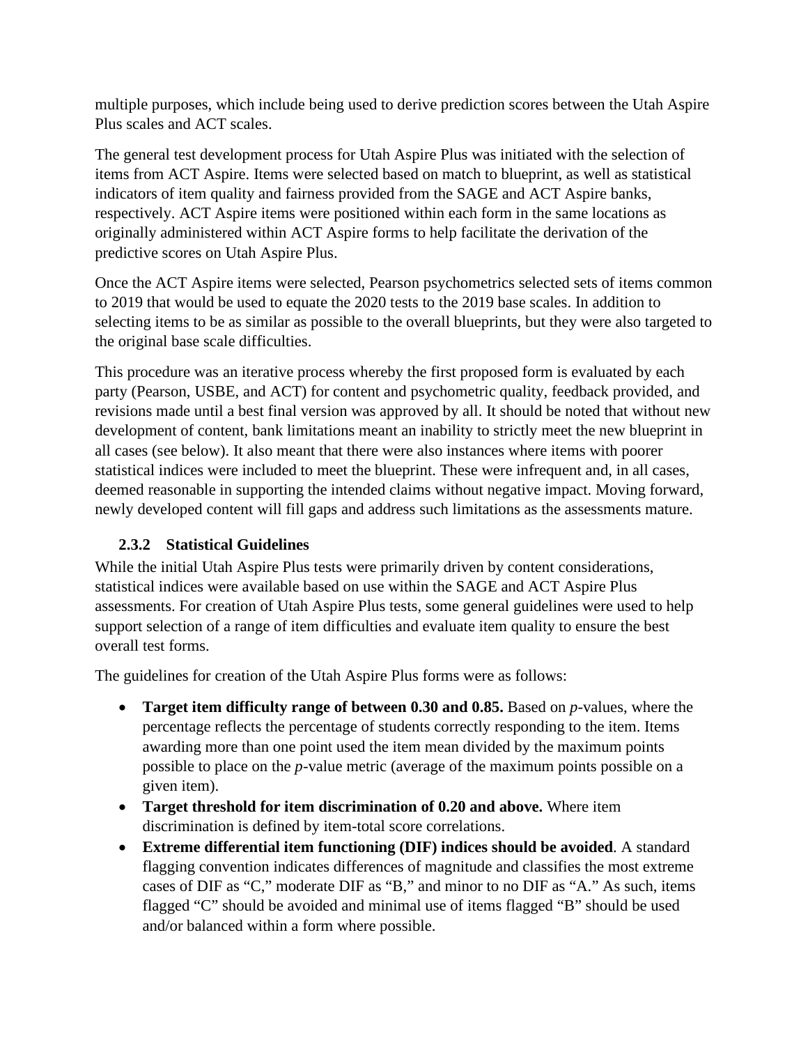multiple purposes, which include being used to derive prediction scores between the Utah Aspire Plus scales and ACT scales.

The general test development process for Utah Aspire Plus was initiated with the selection of items from ACT Aspire. Items were selected based on match to blueprint, as well as statistical indicators of item quality and fairness provided from the SAGE and ACT Aspire banks, respectively. ACT Aspire items were positioned within each form in the same locations as originally administered within ACT Aspire forms to help facilitate the derivation of the predictive scores on Utah Aspire Plus.

Once the ACT Aspire items were selected, Pearson psychometrics selected sets of items common to 2019 that would be used to equate the 2020 tests to the 2019 base scales. In addition to selecting items to be as similar as possible to the overall blueprints, but they were also targeted to the original base scale difficulties.

This procedure was an iterative process whereby the first proposed form is evaluated by each party (Pearson, USBE, and ACT) for content and psychometric quality, feedback provided, and revisions made until a best final version was approved by all. It should be noted that without new development of content, bank limitations meant an inability to strictly meet the new blueprint in all cases (see below). It also meant that there were also instances where items with poorer statistical indices were included to meet the blueprint. These were infrequent and, in all cases, deemed reasonable in supporting the intended claims without negative impact. Moving forward, newly developed content will fill gaps and address such limitations as the assessments mature.

### 2.3.2 Statistical Guidelines

While the initial Utah Aspire Plus tests were primarily driven by content considerations, statistical indices were available based on use within the SAGE and ACT Aspire Plus assessments. For creation of Utah Aspire Plus tests, some general guidelines were used to help support selection of a range of item difficulties and evaluate item quality to ensure the best overall test forms.

The guidelines for creation of the Utah Aspire Plus forms were as follows:

- **Target item difficulty range of between 0.30 and 0.85.** Based on *p*-values, where the percentage reflects the percentage of students correctly responding to the item. Items awarding more than one point used the item mean divided by the maximum points possible to place on the *p*-value metric (average of the maximum points possible on a given item).
- **Target threshold for item discrimination of 0.20 and above.** Where item discrimination is defined by item-total score correlations.
- **Extreme differential item functioning (DIF) indices should be avoided**. A standard flagging convention indicates differences of magnitude and classifies the most extreme cases of DIF as "C," moderate DIF as "B," and minor to no DIF as "A." As such, items flagged "C" should be avoided and minimal use of items flagged "B" should be used and/or balanced within a form where possible.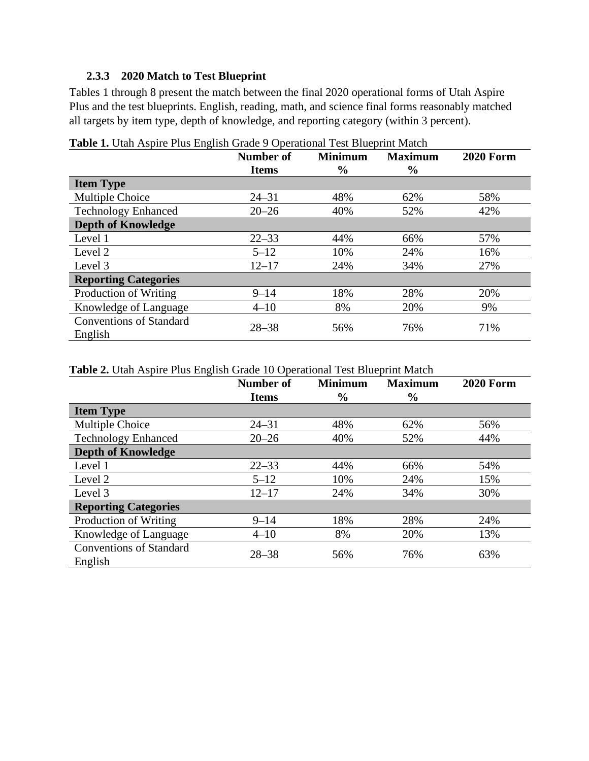### 2.3.3 2020 Match to Test Blueprint

Tables 1 through 8 present the match between the final 2020 operational forms of Utah Aspire Plus and the test blueprints. English, reading, math, and science final forms reasonably matched all targets by item type, depth of knowledge, and reporting category (within 3 percent).

**Table 1.** Utah Aspire Plus English Grade 9 Operational Test Blueprint Match

| | Number of Items | Minimum % | Maximum % | 2020 Form |
|---|---|---|---|---|
| **Item Type** | | | | |
| Multiple Choice | 24–31 | 48% | 62% | 58% |
| Technology Enhanced | 20–26 | 40% | 52% | 42% |
| **Depth of Knowledge** | | | | |
| Level 1 | 22–33 | 44% | 66% | 57% |
| Level 2 | 5–12 | 10% | 24% | 16% |
| Level 3 | 12–17 | 24% | 34% | 27% |
| **Reporting Categories** | | | | |
| Production of Writing | 9–14 | 18% | 28% | 20% |
| Knowledge of Language | 4–10 | 8% | 20% | 9% |
| Conventions of Standard English | 28–38 | 56% | 76% | 71% |

**Table 2.** Utah Aspire Plus English Grade 10 Operational Test Blueprint Match

| | Number of Items | Minimum % | Maximum % | 2020 Form |
|---|---|---|---|---|
| **Item Type** | | | | |
| Multiple Choice | 24–31 | 48% | 62% | 56% |
| Technology Enhanced | 20–26 | 40% | 52% | 44% |
| **Depth of Knowledge** | | | | |
| Level 1 | 22–33 | 44% | 66% | 54% |
| Level 2 | 5–12 | 10% | 24% | 15% |
| Level 3 | 12–17 | 24% | 34% | 30% |
| **Reporting Categories** | | | | |
| Production of Writing | 9–14 | 18% | 28% | 24% |
| Knowledge of Language | 4–10 | 8% | 20% | 13% |
| Conventions of Standard English | 28–38 | 56% | 76% | 63% |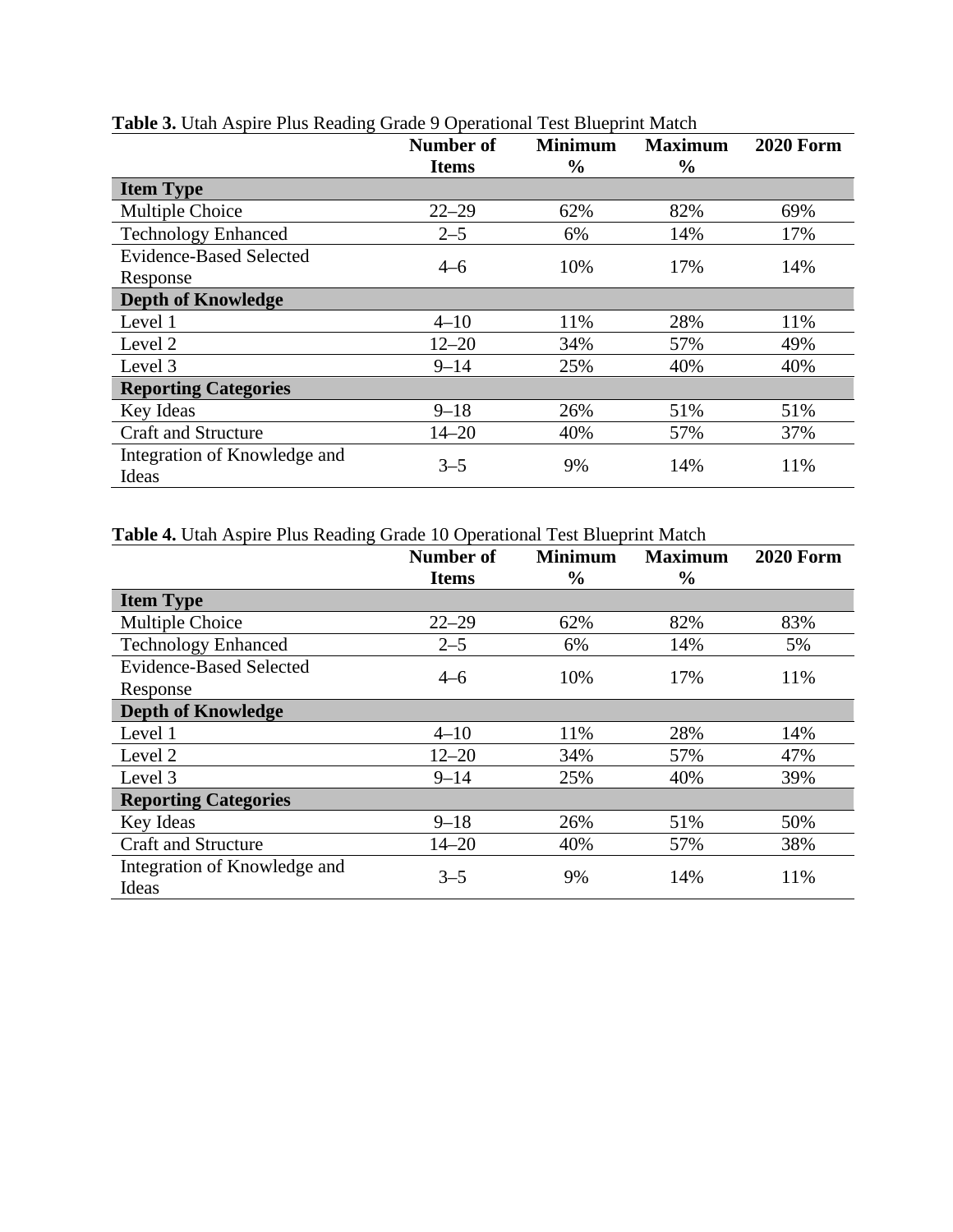**Table 3.** Utah Aspire Plus Reading Grade 9 Operational Test Blueprint Match

| | Number of Items | Minimum % | Maximum % | 2020 Form |
|---|---|---|---|---|
| **Item Type** | | | | |
| Multiple Choice | 22–29 | 62% | 82% | 69% |
| Technology Enhanced | 2–5 | 6% | 14% | 17% |
| Evidence-Based Selected Response | 4–6 | 10% | 17% | 14% |
| **Depth of Knowledge** | | | | |
| Level 1 | 4–10 | 11% | 28% | 11% |
| Level 2 | 12–20 | 34% | 57% | 49% |
| Level 3 | 9–14 | 25% | 40% | 40% |
| **Reporting Categories** | | | | |
| Key Ideas | 9–18 | 26% | 51% | 51% |
| Craft and Structure | 14–20 | 40% | 57% | 37% |
| Integration of Knowledge and Ideas | 3–5 | 9% | 14% | 11% |

**Table 4.** Utah Aspire Plus Reading Grade 10 Operational Test Blueprint Match

| | Number of Items | Minimum % | Maximum % | 2020 Form |
|---|---|---|---|---|
| **Item Type** | | | | |
| Multiple Choice | 22–29 | 62% | 82% | 83% |
| Technology Enhanced | 2–5 | 6% | 14% | 5% |
| Evidence-Based Selected Response | 4–6 | 10% | 17% | 11% |
| **Depth of Knowledge** | | | | |
| Level 1 | 4–10 | 11% | 28% | 14% |
| Level 2 | 12–20 | 34% | 57% | 47% |
| Level 3 | 9–14 | 25% | 40% | 39% |
| **Reporting Categories** | | | | |
| Key Ideas | 9–18 | 26% | 51% | 50% |
| Craft and Structure | 14–20 | 40% | 57% | 38% |
| Integration of Knowledge and Ideas | 3–5 | 9% | 14% | 11% |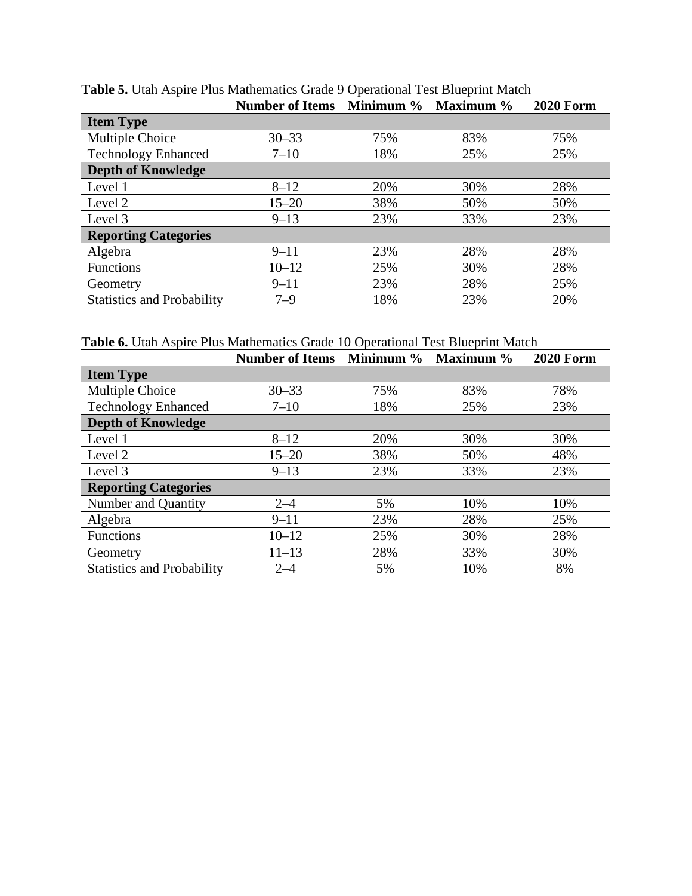**Table 5.** Utah Aspire Plus Mathematics Grade 9 Operational Test Blueprint Match

| | Number of Items | Minimum % | Maximum % | 2020 Form |
|---|---|---|---|---|
| **Item Type** | | | | |
| Multiple Choice | 30–33 | 75% | 83% | 75% |
| Technology Enhanced | 7–10 | 18% | 25% | 25% |
| **Depth of Knowledge** | | | | |
| Level 1 | 8–12 | 20% | 30% | 28% |
| Level 2 | 15–20 | 38% | 50% | 50% |
| Level 3 | 9–13 | 23% | 33% | 23% |
| **Reporting Categories** | | | | |
| Algebra | 9–11 | 23% | 28% | 28% |
| Functions | 10–12 | 25% | 30% | 28% |
| Geometry | 9–11 | 23% | 28% | 25% |
| Statistics and Probability | 7–9 | 18% | 23% | 20% |

**Table 6.** Utah Aspire Plus Mathematics Grade 10 Operational Test Blueprint Match

| | Number of Items | Minimum % | Maximum % | 2020 Form |
|---|---|---|---|---|
| **Item Type** | | | | |
| Multiple Choice | 30–33 | 75% | 83% | 78% |
| Technology Enhanced | 7–10 | 18% | 25% | 23% |
| **Depth of Knowledge** | | | | |
| Level 1 | 8–12 | 20% | 30% | 30% |
| Level 2 | 15–20 | 38% | 50% | 48% |
| Level 3 | 9–13 | 23% | 33% | 23% |
| **Reporting Categories** | | | | |
| Number and Quantity | 2–4 | 5% | 10% | 10% |
| Algebra | 9–11 | 23% | 28% | 25% |
| Functions | 10–12 | 25% | 30% | 28% |
| Geometry | 11–13 | 28% | 33% | 30% |
| Statistics and Probability | 2–4 | 5% | 10% | 8% |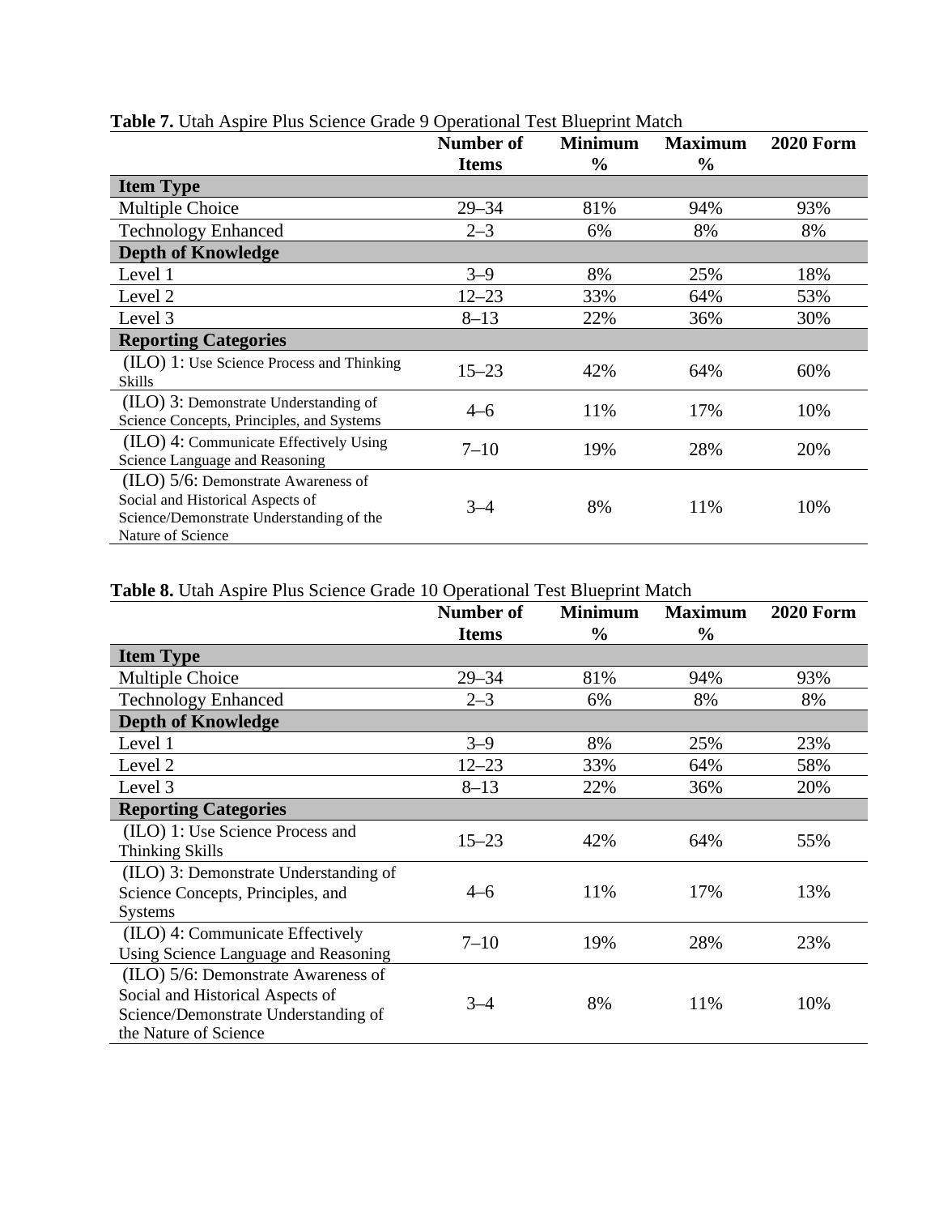**Table 7.** Utah Aspire Plus Science Grade 9 Operational Test Blueprint Match

| | Number of Items | Minimum % | Maximum % | 2020 Form |
|---|---|---|---|---|
| **Item Type** | | | | |
| Multiple Choice | 29–34 | 81% | 94% | 93% |
| Technology Enhanced | 2–3 | 6% | 8% | 8% |
| **Depth of Knowledge** | | | | |
| Level 1 | 3–9 | 8% | 25% | 18% |
| Level 2 | 12–23 | 33% | 64% | 53% |
| Level 3 | 8–13 | 22% | 36% | 30% |
| **Reporting Categories** | | | | |
| (ILO) 1: Use Science Process and Thinking Skills | 15–23 | 42% | 64% | 60% |
| (ILO) 3: Demonstrate Understanding of Science Concepts, Principles, and Systems | 4–6 | 11% | 17% | 10% |
| (ILO) 4: Communicate Effectively Using Science Language and Reasoning | 7–10 | 19% | 28% | 20% |
| (ILO) 5/6: Demonstrate Awareness of Social and Historical Aspects of Science/Demonstrate Understanding of the Nature of Science | 3–4 | 8% | 11% | 10% |

**Table 8.** Utah Aspire Plus Science Grade 10 Operational Test Blueprint Match

| | Number of Items | Minimum % | Maximum % | 2020 Form |
|---|---|---|---|---|
| **Item Type** | | | | |
| Multiple Choice | 29–34 | 81% | 94% | 93% |
| Technology Enhanced | 2–3 | 6% | 8% | 8% |
| **Depth of Knowledge** | | | | |
| Level 1 | 3–9 | 8% | 25% | 23% |
| Level 2 | 12–23 | 33% | 64% | 58% |
| Level 3 | 8–13 | 22% | 36% | 20% |
| **Reporting Categories** | | | | |
| (ILO) 1: Use Science Process and Thinking Skills | 15–23 | 42% | 64% | 55% |
| (ILO) 3: Demonstrate Understanding of Science Concepts, Principles, and Systems | 4–6 | 11% | 17% | 13% |
| (ILO) 4: Communicate Effectively Using Science Language and Reasoning | 7–10 | 19% | 28% | 23% |
| (ILO) 5/6: Demonstrate Awareness of Social and Historical Aspects of Science/Demonstrate Understanding of the Nature of Science | 3–4 | 8% | 11% | 10% |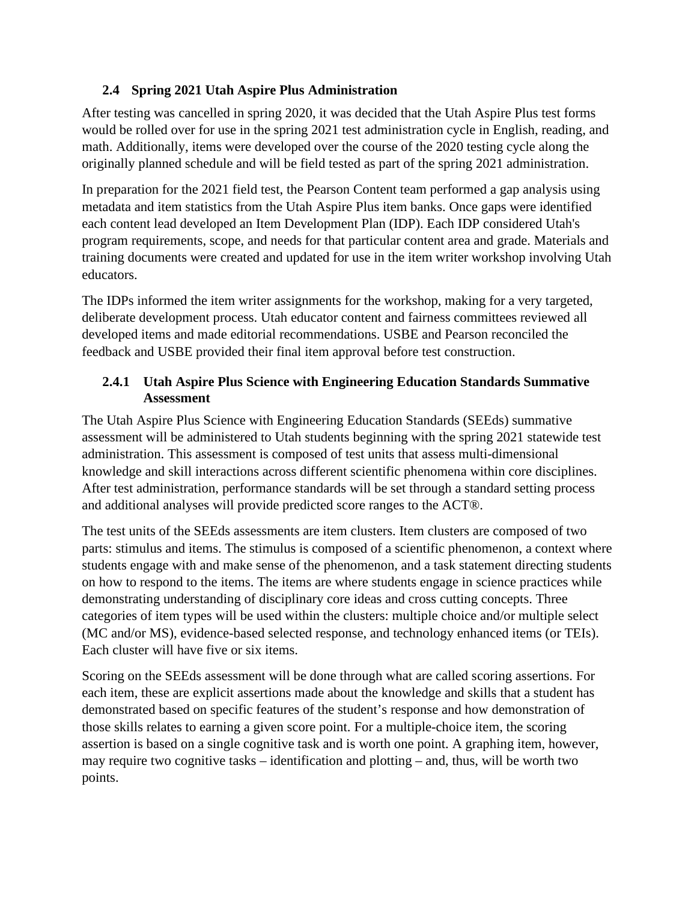## 2.4 Spring 2021 Utah Aspire Plus Administration

After testing was cancelled in spring 2020, it was decided that the Utah Aspire Plus test forms would be rolled over for use in the spring 2021 test administration cycle in English, reading, and math. Additionally, items were developed over the course of the 2020 testing cycle along the originally planned schedule and will be field tested as part of the spring 2021 administration.

In preparation for the 2021 field test, the Pearson Content team performed a gap analysis using metadata and item statistics from the Utah Aspire Plus item banks. Once gaps were identified each content lead developed an Item Development Plan (IDP). Each IDP considered Utah's program requirements, scope, and needs for that particular content area and grade. Materials and training documents were created and updated for use in the item writer workshop involving Utah educators.

The IDPs informed the item writer assignments for the workshop, making for a very targeted, deliberate development process. Utah educator content and fairness committees reviewed all developed items and made editorial recommendations. USBE and Pearson reconciled the feedback and USBE provided their final item approval before test construction.

### 2.4.1 Utah Aspire Plus Science with Engineering Education Standards Summative Assessment

The Utah Aspire Plus Science with Engineering Education Standards (SEEds) summative assessment will be administered to Utah students beginning with the spring 2021 statewide test administration. This assessment is composed of test units that assess multi-dimensional knowledge and skill interactions across different scientific phenomena within core disciplines. After test administration, performance standards will be set through a standard setting process and additional analyses will provide predicted score ranges to the ACT®.

The test units of the SEEds assessments are item clusters. Item clusters are composed of two parts: stimulus and items. The stimulus is composed of a scientific phenomenon, a context where students engage with and make sense of the phenomenon, and a task statement directing students on how to respond to the items. The items are where students engage in science practices while demonstrating understanding of disciplinary core ideas and cross cutting concepts. Three categories of item types will be used within the clusters: multiple choice and/or multiple select (MC and/or MS), evidence-based selected response, and technology enhanced items (or TEIs). Each cluster will have five or six items.

Scoring on the SEEds assessment will be done through what are called scoring assertions. For each item, these are explicit assertions made about the knowledge and skills that a student has demonstrated based on specific features of the student's response and how demonstration of those skills relates to earning a given score point. For a multiple-choice item, the scoring assertion is based on a single cognitive task and is worth one point. A graphing item, however, may require two cognitive tasks – identification and plotting – and, thus, will be worth two points.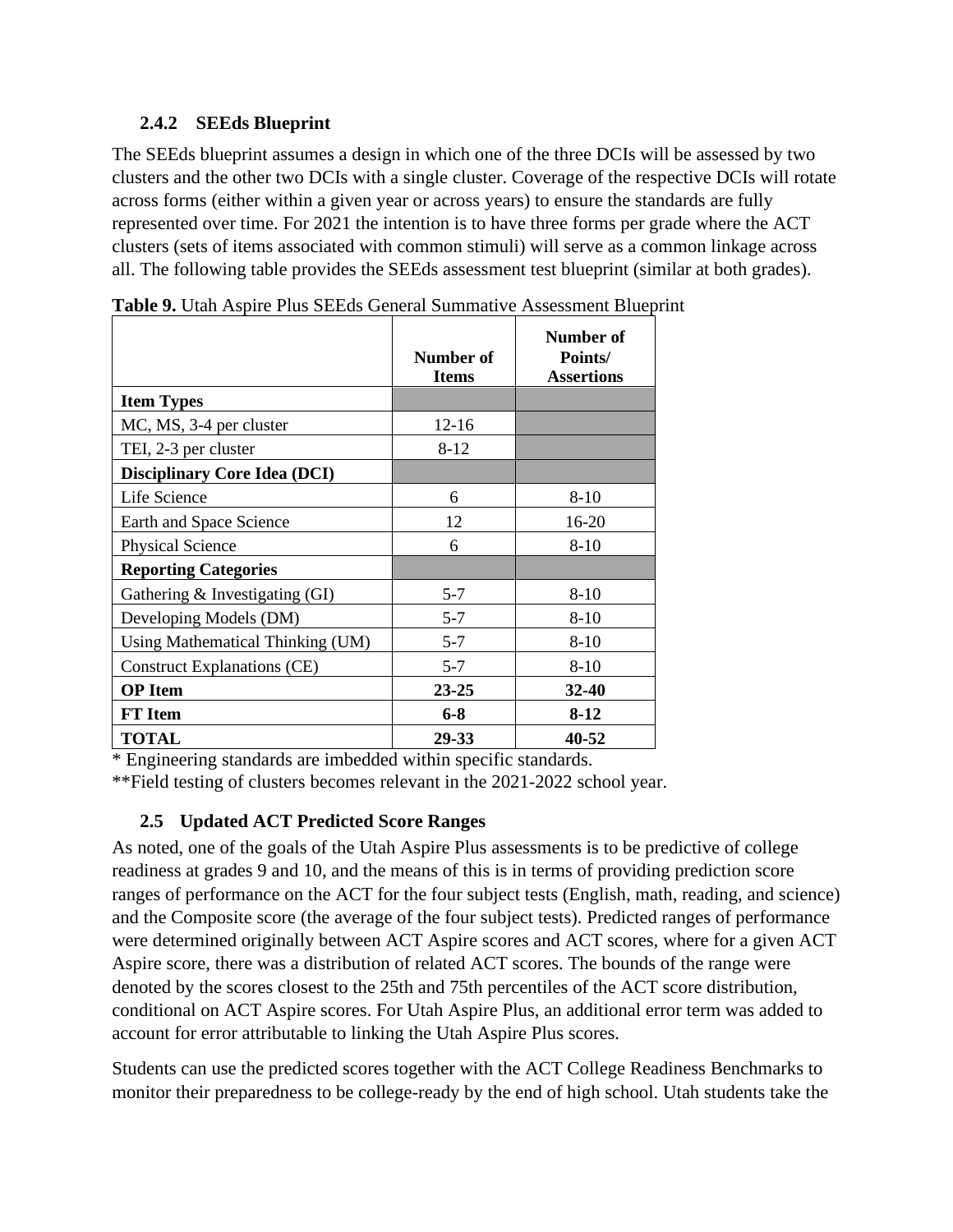### 2.4.2 SEEds Blueprint

The SEEds blueprint assumes a design in which one of the three DCIs will be assessed by two clusters and the other two DCIs with a single cluster. Coverage of the respective DCIs will rotate across forms (either within a given year or across years) to ensure the standards are fully represented over time. For 2021 the intention is to have three forms per grade where the ACT clusters (sets of items associated with common stimuli) will serve as a common linkage across all. The following table provides the SEEds assessment test blueprint (similar at both grades).

**Table 9.** Utah Aspire Plus SEEds General Summative Assessment Blueprint

| | Number of Items | Number of Points/ Assertions |
|---|---|---|
| **Item Types** | | |
| MC, MS, 3-4 per cluster | 12-16 | |
| TEI, 2-3 per cluster | 8-12 | |
| **Disciplinary Core Idea (DCI)** | | |
| Life Science | 6 | 8-10 |
| Earth and Space Science | 12 | 16-20 |
| Physical Science | 6 | 8-10 |
| **Reporting Categories** | | |
| Gathering & Investigating (GI) | 5-7 | 8-10 |
| Developing Models (DM) | 5-7 | 8-10 |
| Using Mathematical Thinking (UM) | 5-7 | 8-10 |
| Construct Explanations (CE) | 5-7 | 8-10 |
| **OP Item** | **23-25** | **32-40** |
| **FT Item** | **6-8** | **8-12** |
| **TOTAL** | **29-33** | **40-52** |

* Engineering standards are imbedded within specific standards.

**Field testing of clusters becomes relevant in the 2021-2022 school year.

## 2.5 Updated ACT Predicted Score Ranges

As noted, one of the goals of the Utah Aspire Plus assessments is to be predictive of college readiness at grades 9 and 10, and the means of this is in terms of providing prediction score ranges of performance on the ACT for the four subject tests (English, math, reading, and science) and the Composite score (the average of the four subject tests). Predicted ranges of performance were determined originally between ACT Aspire scores and ACT scores, where for a given ACT Aspire score, there was a distribution of related ACT scores. The bounds of the range were denoted by the scores closest to the 25th and 75th percentiles of the ACT score distribution, conditional on ACT Aspire scores. For Utah Aspire Plus, an additional error term was added to account for error attributable to linking the Utah Aspire Plus scores.

Students can use the predicted scores together with the ACT College Readiness Benchmarks to monitor their preparedness to be college-ready by the end of high school. Utah students take the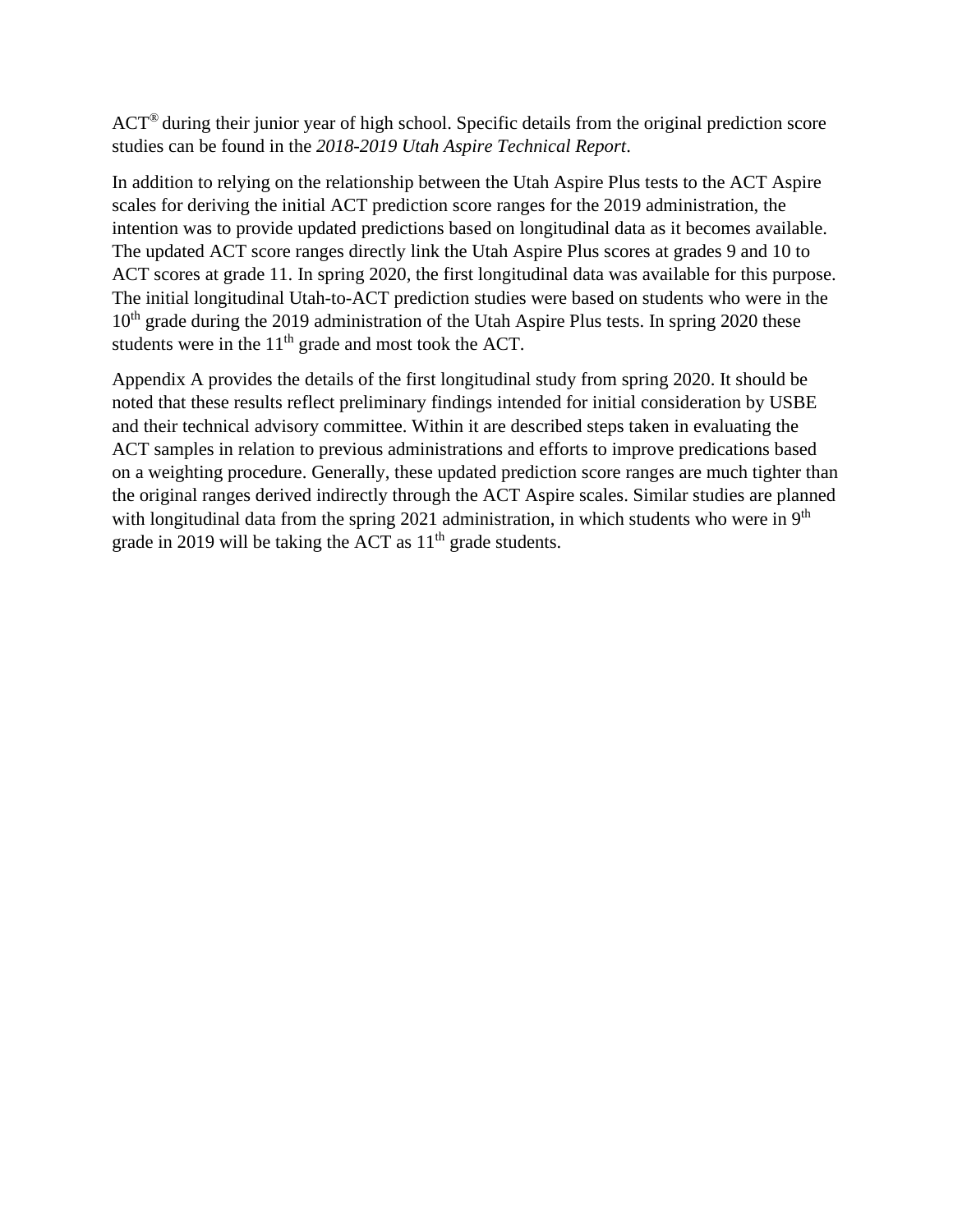ACT® during their junior year of high school. Specific details from the original prediction score studies can be found in the *2018-2019 Utah Aspire Technical Report*.

In addition to relying on the relationship between the Utah Aspire Plus tests to the ACT Aspire scales for deriving the initial ACT prediction score ranges for the 2019 administration, the intention was to provide updated predictions based on longitudinal data as it becomes available. The updated ACT score ranges directly link the Utah Aspire Plus scores at grades 9 and 10 to ACT scores at grade 11. In spring 2020, the first longitudinal data was available for this purpose. The initial longitudinal Utah-to-ACT prediction studies were based on students who were in the 10th grade during the 2019 administration of the Utah Aspire Plus tests. In spring 2020 these students were in the 11th grade and most took the ACT.

Appendix A provides the details of the first longitudinal study from spring 2020. It should be noted that these results reflect preliminary findings intended for initial consideration by USBE and their technical advisory committee. Within it are described steps taken in evaluating the ACT samples in relation to previous administrations and efforts to improve predications based on a weighting procedure. Generally, these updated prediction score ranges are much tighter than the original ranges derived indirectly through the ACT Aspire scales. Similar studies are planned with longitudinal data from the spring 2021 administration, in which students who were in 9th grade in 2019 will be taking the ACT as 11th grade students.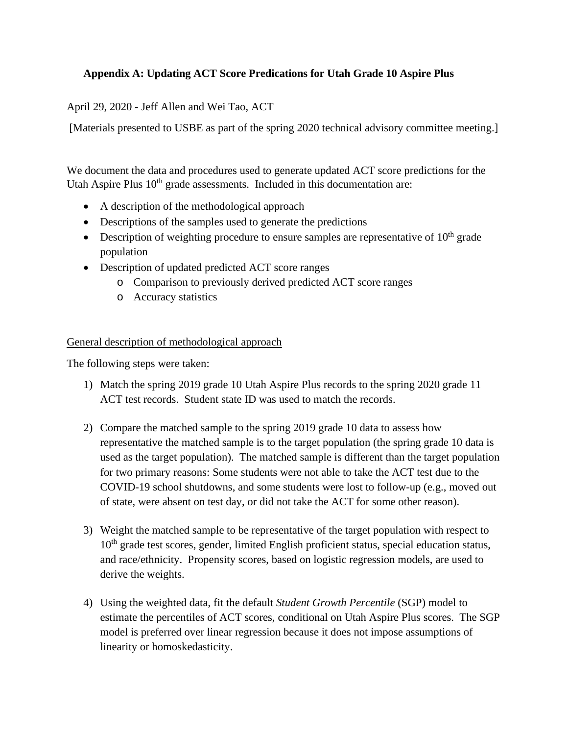## Appendix A: Updating ACT Score Predications for Utah Grade 10 Aspire Plus

April 29, 2020 - Jeff Allen and Wei Tao, ACT

[Materials presented to USBE as part of the spring 2020 technical advisory committee meeting.]

We document the data and procedures used to generate updated ACT score predictions for the Utah Aspire Plus 10th grade assessments. Included in this documentation are:

- A description of the methodological approach
- Descriptions of the samples used to generate the predictions
- Description of weighting procedure to ensure samples are representative of 10th grade population
- Description of updated predicted ACT score ranges
    - Comparison to previously derived predicted ACT score ranges
    - Accuracy statistics

General description of methodological approach

The following steps were taken:

1) Match the spring 2019 grade 10 Utah Aspire Plus records to the spring 2020 grade 11 ACT test records. Student state ID was used to match the records.

2) Compare the matched sample to the spring 2019 grade 10 data to assess how representative the matched sample is to the target population (the spring grade 10 data is used as the target population). The matched sample is different than the target population for two primary reasons: Some students were not able to take the ACT test due to the COVID-19 school shutdowns, and some students were lost to follow-up (e.g., moved out of state, were absent on test day, or did not take the ACT for some other reason).

3) Weight the matched sample to be representative of the target population with respect to 10th grade test scores, gender, limited English proficient status, special education status, and race/ethnicity. Propensity scores, based on logistic regression models, are used to derive the weights.

4) Using the weighted data, fit the default *Student Growth Percentile* (SGP) model to estimate the percentiles of ACT scores, conditional on Utah Aspire Plus scores. The SGP model is preferred over linear regression because it does not impose assumptions of linearity or homoskedasticity.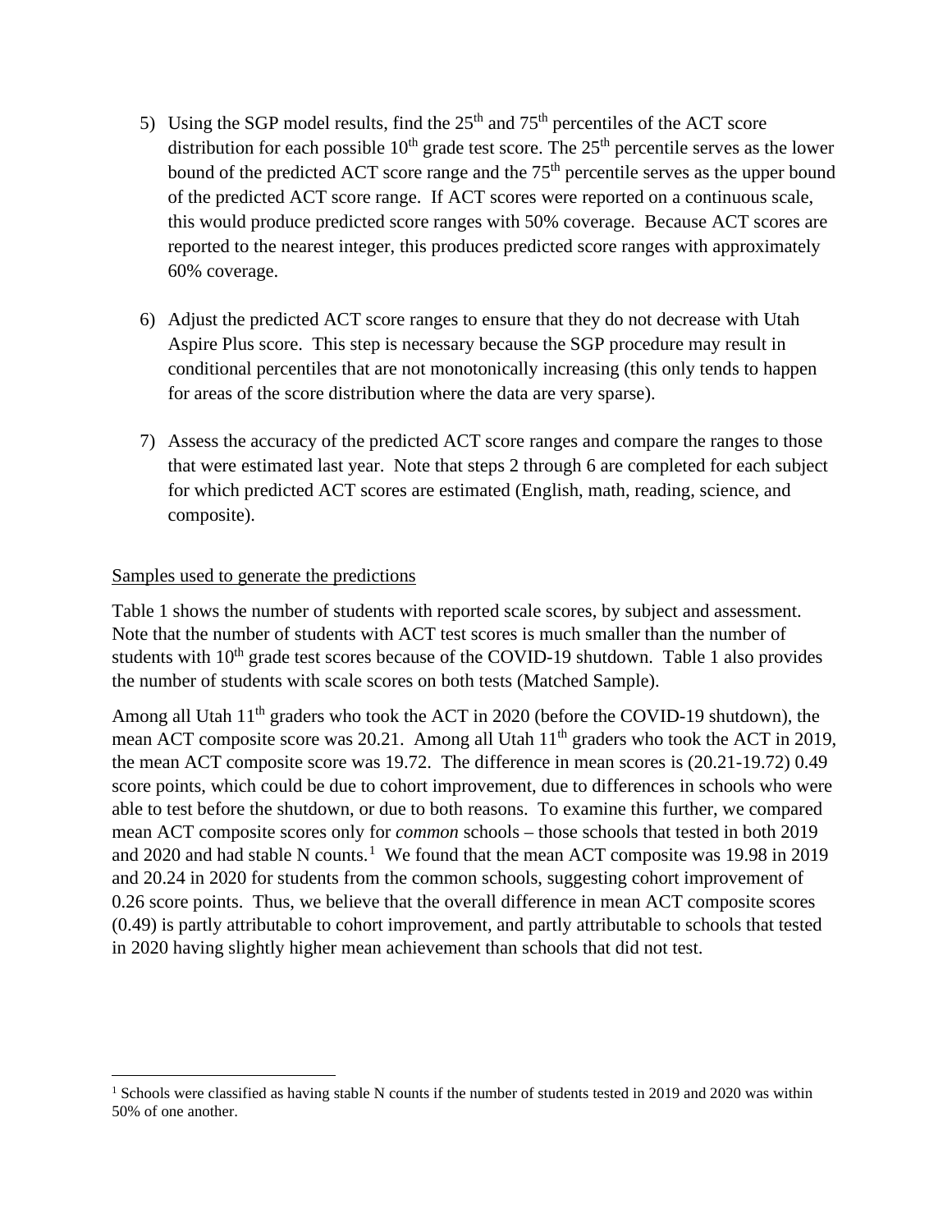5) Using the SGP model results, find the 25th and 75th percentiles of the ACT score distribution for each possible 10th grade test score. The 25th percentile serves as the lower bound of the predicted ACT score range and the 75th percentile serves as the upper bound of the predicted ACT score range. If ACT scores were reported on a continuous scale, this would produce predicted score ranges with 50% coverage. Because ACT scores are reported to the nearest integer, this produces predicted score ranges with approximately 60% coverage.

6) Adjust the predicted ACT score ranges to ensure that they do not decrease with Utah Aspire Plus score. This step is necessary because the SGP procedure may result in conditional percentiles that are not monotonically increasing (this only tends to happen for areas of the score distribution where the data are very sparse).

7) Assess the accuracy of the predicted ACT score ranges and compare the ranges to those that were estimated last year. Note that steps 2 through 6 are completed for each subject for which predicted ACT scores are estimated (English, math, reading, science, and composite).

<u>Samples used to generate the predictions</u>

Table 1 shows the number of students with reported scale scores, by subject and assessment. Note that the number of students with ACT test scores is much smaller than the number of students with 10th grade test scores because of the COVID-19 shutdown. Table 1 also provides the number of students with scale scores on both tests (Matched Sample).

Among all Utah 11th graders who took the ACT in 2020 (before the COVID-19 shutdown), the mean ACT composite score was 20.21. Among all Utah 11th graders who took the ACT in 2019, the mean ACT composite score was 19.72. The difference in mean scores is (20.21-19.72) 0.49 score points, which could be due to cohort improvement, due to differences in schools who were able to test before the shutdown, or due to both reasons. To examine this further, we compared mean ACT composite scores only for *common* schools – those schools that tested in both 2019 and 2020 and had stable N counts.[1] We found that the mean ACT composite was 19.98 in 2019 and 20.24 in 2020 for students from the common schools, suggesting cohort improvement of 0.26 score points. Thus, we believe that the overall difference in mean ACT composite scores (0.49) is partly attributable to cohort improvement, and partly attributable to schools that tested in 2020 having slightly higher mean achievement than schools that did not test.

[1] Schools were classified as having stable N counts if the number of students tested in 2019 and 2020 was within 50% of one another.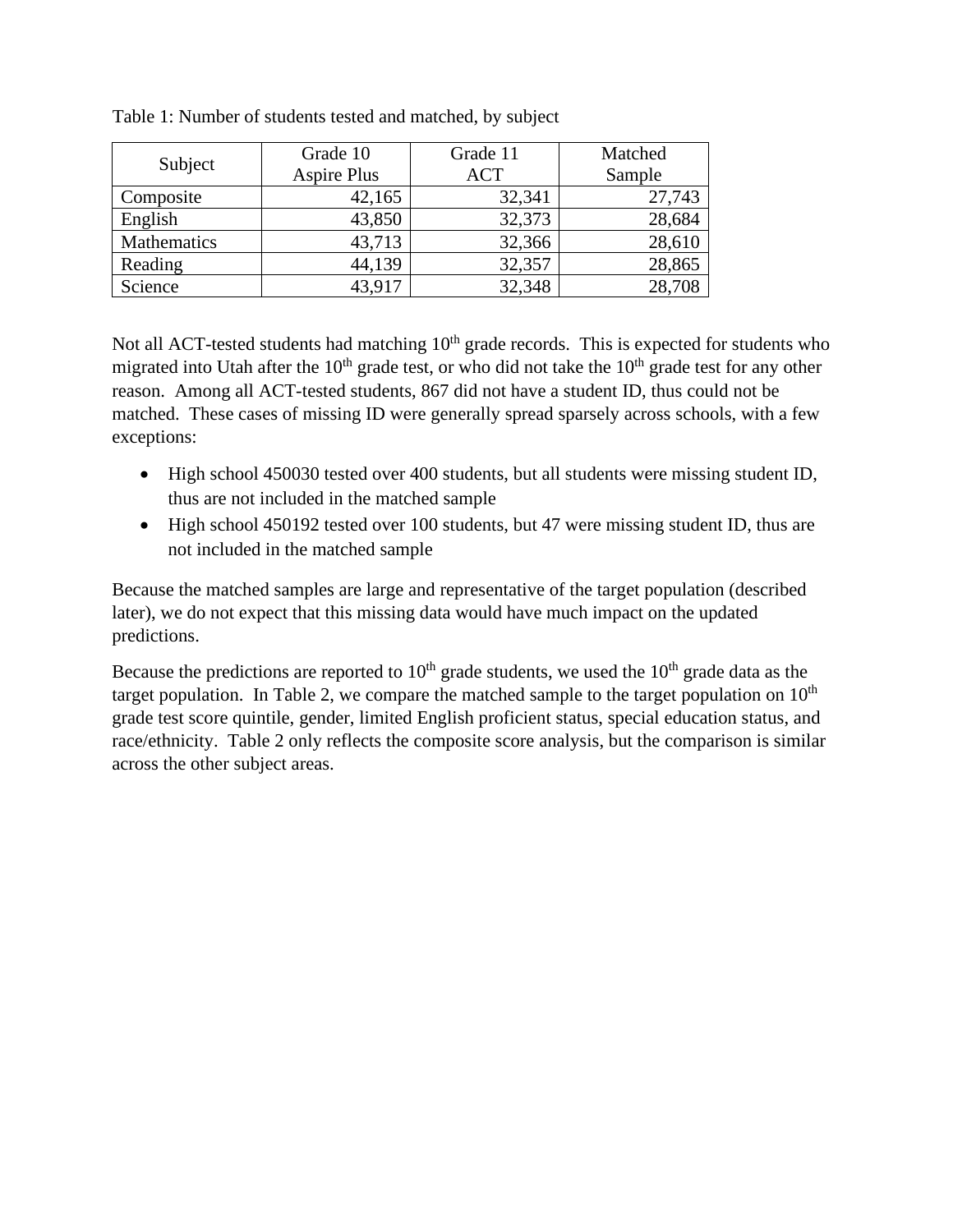Table 1: Number of students tested and matched, by subject

| Subject | Grade 10 Aspire Plus | Grade 11 ACT | Matched Sample |
|---|---|---|---|
| Composite | 42,165 | 32,341 | 27,743 |
| English | 43,850 | 32,373 | 28,684 |
| Mathematics | 43,713 | 32,366 | 28,610 |
| Reading | 44,139 | 32,357 | 28,865 |
| Science | 43,917 | 32,348 | 28,708 |

Not all ACT-tested students had matching 10th grade records. This is expected for students who migrated into Utah after the 10th grade test, or who did not take the 10th grade test for any other reason. Among all ACT-tested students, 867 did not have a student ID, thus could not be matched. These cases of missing ID were generally spread sparsely across schools, with a few exceptions:

- High school 450030 tested over 400 students, but all students were missing student ID, thus are not included in the matched sample
- High school 450192 tested over 100 students, but 47 were missing student ID, thus are not included in the matched sample

Because the matched samples are large and representative of the target population (described later), we do not expect that this missing data would have much impact on the updated predictions.

Because the predictions are reported to 10th grade students, we used the 10th grade data as the target population. In Table 2, we compare the matched sample to the target population on 10th grade test score quintile, gender, limited English proficient status, special education status, and race/ethnicity. Table 2 only reflects the composite score analysis, but the comparison is similar across the other subject areas.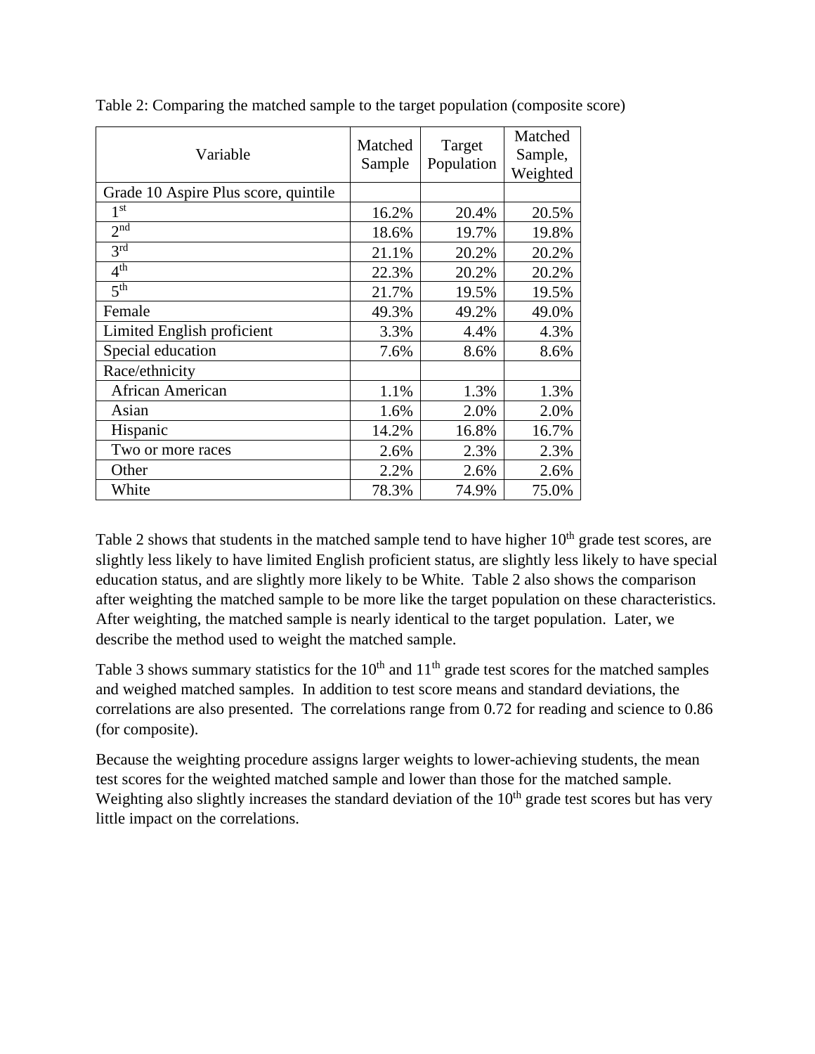Table 2: Comparing the matched sample to the target population (composite score)

| Variable | Matched Sample | Target Population | Matched Sample, Weighted |
|---|---|---|---|
| Grade 10 Aspire Plus score, quintile | | | |
| 1st | 16.2% | 20.4% | 20.5% |
| 2nd | 18.6% | 19.7% | 19.8% |
| 3rd | 21.1% | 20.2% | 20.2% |
| 4th | 22.3% | 20.2% | 20.2% |
| 5th | 21.7% | 19.5% | 19.5% |
| Female | 49.3% | 49.2% | 49.0% |
| Limited English proficient | 3.3% | 4.4% | 4.3% |
| Special education | 7.6% | 8.6% | 8.6% |
| Race/ethnicity | | | |
| African American | 1.1% | 1.3% | 1.3% |
| Asian | 1.6% | 2.0% | 2.0% |
| Hispanic | 14.2% | 16.8% | 16.7% |
| Two or more races | 2.6% | 2.3% | 2.3% |
| Other | 2.2% | 2.6% | 2.6% |
| White | 78.3% | 74.9% | 75.0% |

Table 2 shows that students in the matched sample tend to have higher 10th grade test scores, are slightly less likely to have limited English proficient status, are slightly less likely to have special education status, and are slightly more likely to be White. Table 2 also shows the comparison after weighting the matched sample to be more like the target population on these characteristics. After weighting, the matched sample is nearly identical to the target population. Later, we describe the method used to weight the matched sample.

Table 3 shows summary statistics for the 10th and 11th grade test scores for the matched samples and weighed matched samples. In addition to test score means and standard deviations, the correlations are also presented. The correlations range from 0.72 for reading and science to 0.86 (for composite).

Because the weighting procedure assigns larger weights to lower-achieving students, the mean test scores for the weighted matched sample and lower than those for the matched sample. Weighting also slightly increases the standard deviation of the 10th grade test scores but has very little impact on the correlations.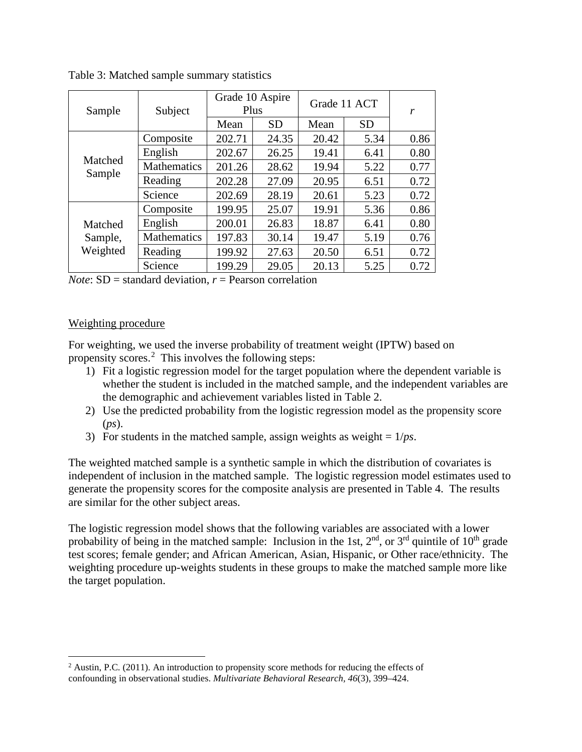Table 3: Matched sample summary statistics

| Sample | Subject | Grade 10 Aspire Plus | | Grade 11 ACT | | *r* |
|---|---|---|---|---|---|---|
| | | Mean | SD | Mean | SD | |
| Matched Sample | Composite | 202.71 | 24.35 | 20.42 | 5.34 | 0.86 |
| | English | 202.67 | 26.25 | 19.41 | 6.41 | 0.80 |
| | Mathematics | 201.26 | 28.62 | 19.94 | 5.22 | 0.77 |
| | Reading | 202.28 | 27.09 | 20.95 | 6.51 | 0.72 |
| | Science | 202.69 | 28.19 | 20.61 | 5.23 | 0.72 |
| Matched Sample, Weighted | Composite | 199.95 | 25.07 | 19.91 | 5.36 | 0.86 |
| | English | 200.01 | 26.83 | 18.87 | 6.41 | 0.80 |
| | Mathematics | 197.83 | 30.14 | 19.47 | 5.19 | 0.76 |
| | Reading | 199.92 | 27.63 | 20.50 | 6.51 | 0.72 |
| | Science | 199.29 | 29.05 | 20.13 | 5.25 | 0.72 |

*Note*: SD = standard deviation, *r* = Pearson correlation

Weighting procedure

For weighting, we used the inverse probability of treatment weight (IPTW) based on propensity scores.[2] This involves the following steps:

1) Fit a logistic regression model for the target population where the dependent variable is whether the student is included in the matched sample, and the independent variables are the demographic and achievement variables listed in Table 2.
2) Use the predicted probability from the logistic regression model as the propensity score (*ps*).
3) For students in the matched sample, assign weights as weight = 1/*ps*.

The weighted matched sample is a synthetic sample in which the distribution of covariates is independent of inclusion in the matched sample. The logistic regression model estimates used to generate the propensity scores for the composite analysis are presented in Table 4. The results are similar for the other subject areas.

The logistic regression model shows that the following variables are associated with a lower probability of being in the matched sample: Inclusion in the 1st, 2nd, or 3rd quintile of 10th grade test scores; female gender; and African American, Asian, Hispanic, or Other race/ethnicity. The weighting procedure up-weights students in these groups to make the matched sample more like the target population.

[2] Austin, P.C. (2011). An introduction to propensity score methods for reducing the effects of confounding in observational studies. *Multivariate Behavioral Research, 46*(3), 399–424.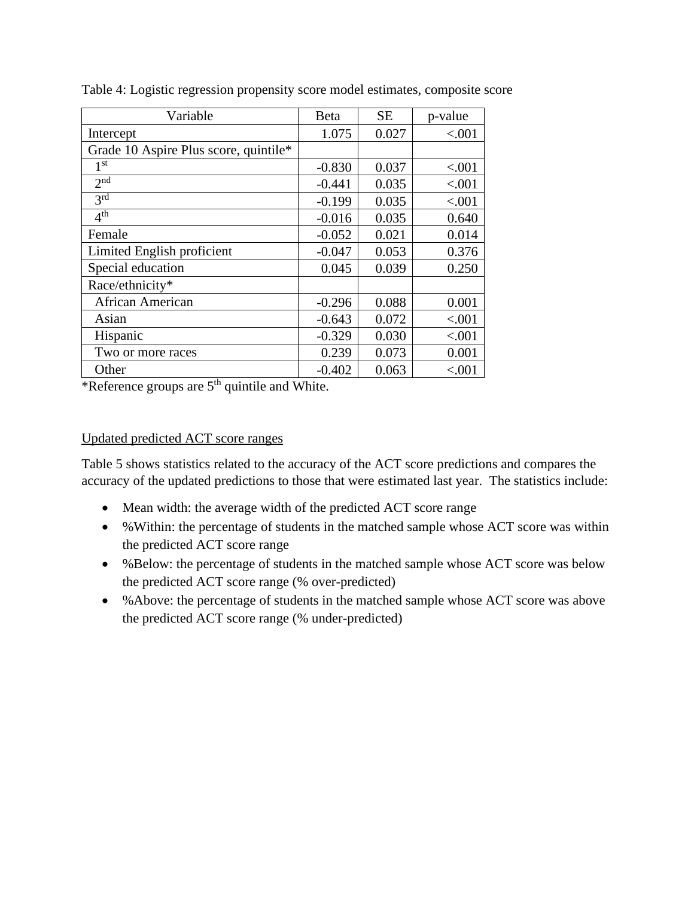Table 4: Logistic regression propensity score model estimates, composite score

| Variable | Beta | SE | p-value |
|---|---|---|---|
| Intercept | 1.075 | 0.027 | <.001 |
| Grade 10 Aspire Plus score, quintile* | | | |
| 1st | -0.830 | 0.037 | <.001 |
| 2nd | -0.441 | 0.035 | <.001 |
| 3rd | -0.199 | 0.035 | <.001 |
| 4th | -0.016 | 0.035 | 0.640 |
| Female | -0.052 | 0.021 | 0.014 |
| Limited English proficient | -0.047 | 0.053 | 0.376 |
| Special education | 0.045 | 0.039 | 0.250 |
| Race/ethnicity* | | | |
| African American | -0.296 | 0.088 | 0.001 |
| Asian | -0.643 | 0.072 | <.001 |
| Hispanic | -0.329 | 0.030 | <.001 |
| Two or more races | 0.239 | 0.073 | 0.001 |
| Other | -0.402 | 0.063 | <.001 |

*Reference groups are 5th quintile and White.

Updated predicted ACT score ranges

Table 5 shows statistics related to the accuracy of the ACT score predictions and compares the accuracy of the updated predictions to those that were estimated last year. The statistics include:

- Mean width: the average width of the predicted ACT score range
- %Within: the percentage of students in the matched sample whose ACT score was within the predicted ACT score range
- %Below: the percentage of students in the matched sample whose ACT score was below the predicted ACT score range (% over-predicted)
- %Above: the percentage of students in the matched sample whose ACT score was above the predicted ACT score range (% under-predicted)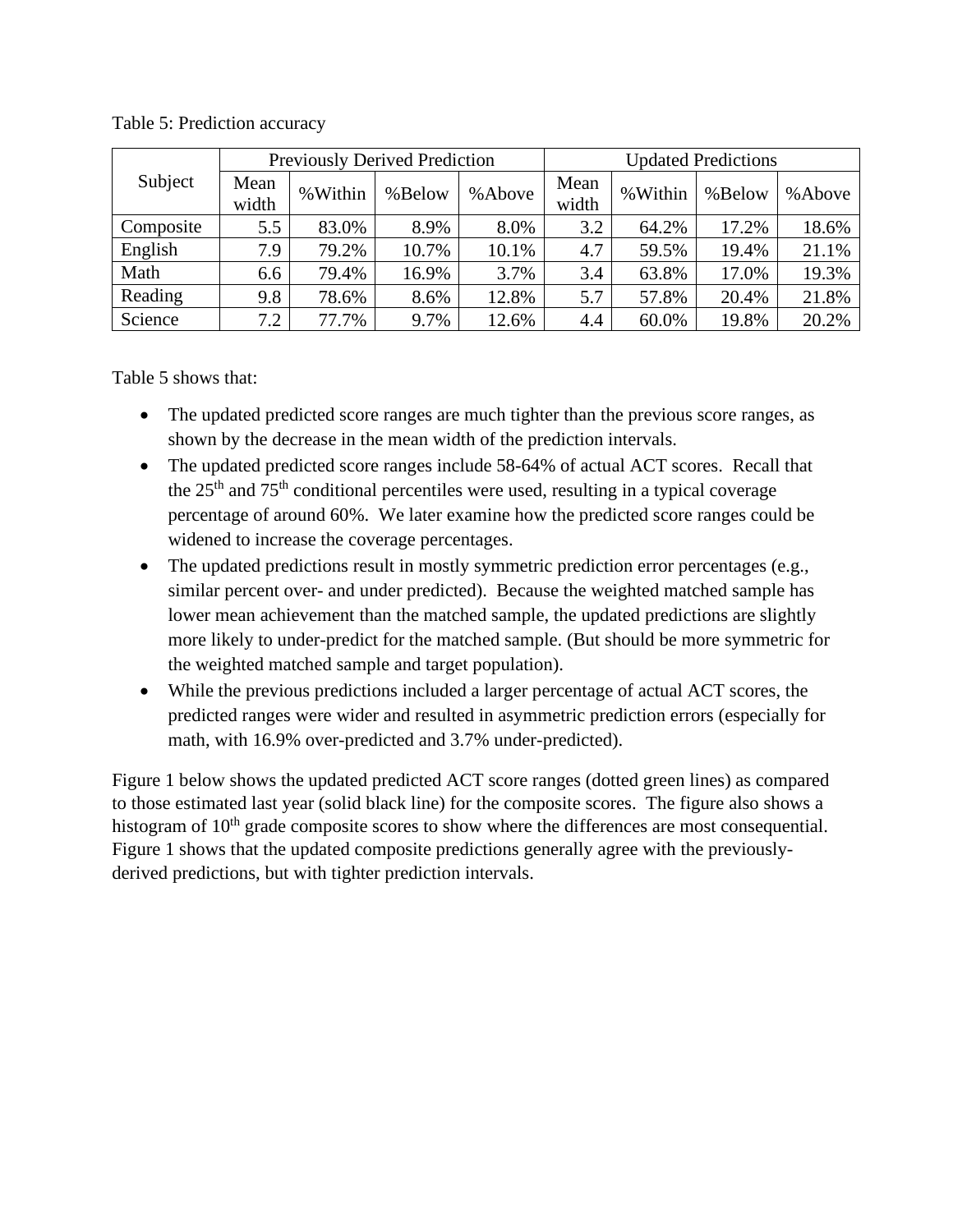Table 5: Prediction accuracy

| Subject | Previously Derived Prediction | | | | Updated Predictions | | | |
|---|---|---|---|---|---|---|---|---|
| | Mean width | %Within | %Below | %Above | Mean width | %Within | %Below | %Above |
| Composite | 5.5 | 83.0% | 8.9% | 8.0% | 3.2 | 64.2% | 17.2% | 18.6% |
| English | 7.9 | 79.2% | 10.7% | 10.1% | 4.7 | 59.5% | 19.4% | 21.1% |
| Math | 6.6 | 79.4% | 16.9% | 3.7% | 3.4 | 63.8% | 17.0% | 19.3% |
| Reading | 9.8 | 78.6% | 8.6% | 12.8% | 5.7 | 57.8% | 20.4% | 21.8% |
| Science | 7.2 | 77.7% | 9.7% | 12.6% | 4.4 | 60.0% | 19.8% | 20.2% |

Table 5 shows that:

- The updated predicted score ranges are much tighter than the previous score ranges, as shown by the decrease in the mean width of the prediction intervals.
- The updated predicted score ranges include 58-64% of actual ACT scores. Recall that the 25th and 75th conditional percentiles were used, resulting in a typical coverage percentage of around 60%. We later examine how the predicted score ranges could be widened to increase the coverage percentages.
- The updated predictions result in mostly symmetric prediction error percentages (e.g., similar percent over- and under predicted). Because the weighted matched sample has lower mean achievement than the matched sample, the updated predictions are slightly more likely to under-predict for the matched sample. (But should be more symmetric for the weighted matched sample and target population).
- While the previous predictions included a larger percentage of actual ACT scores, the predicted ranges were wider and resulted in asymmetric prediction errors (especially for math, with 16.9% over-predicted and 3.7% under-predicted).

Figure 1 below shows the updated predicted ACT score ranges (dotted green lines) as compared to those estimated last year (solid black line) for the composite scores. The figure also shows a histogram of 10th grade composite scores to show where the differences are most consequential. Figure 1 shows that the updated composite predictions generally agree with the previously-derived predictions, but with tighter prediction intervals.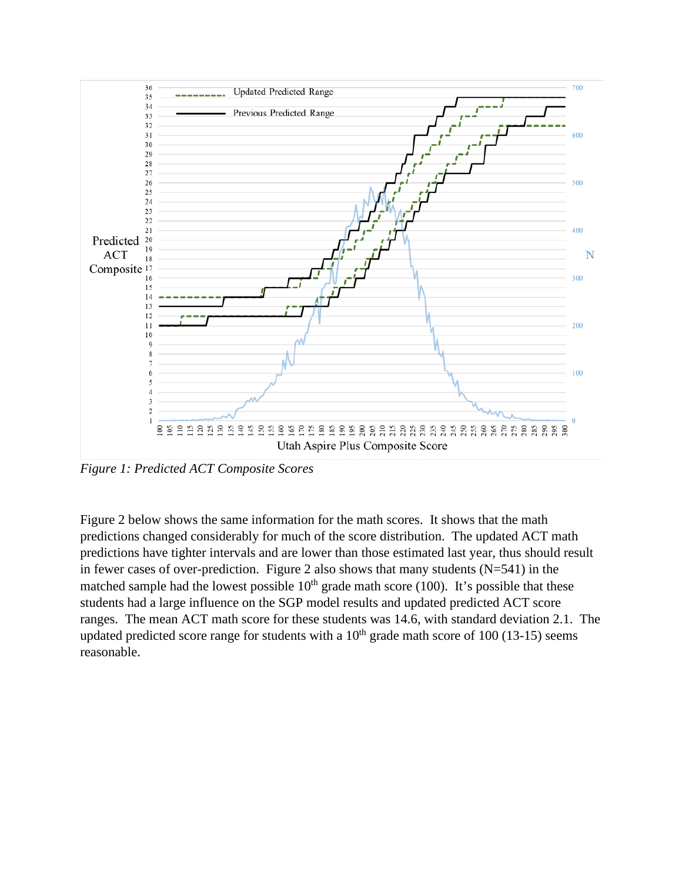*Figure 1: Predicted ACT Composite Scores*

Figure 2 below shows the same information for the math scores. It shows that the math predictions changed considerably for much of the score distribution. The updated ACT math predictions have tighter intervals and are lower than those estimated last year, thus should result in fewer cases of over-prediction. Figure 2 also shows that many students (N=541) in the matched sample had the lowest possible 10$^{th}$ grade math score (100). It's possible that these students had a large influence on the SGP model results and updated predicted ACT score ranges. The mean ACT math score for these students was 14.6, with standard deviation 2.1. The updated predicted score range for students with a 10$^{th}$ grade math score of 100 (13-15) seems reasonable.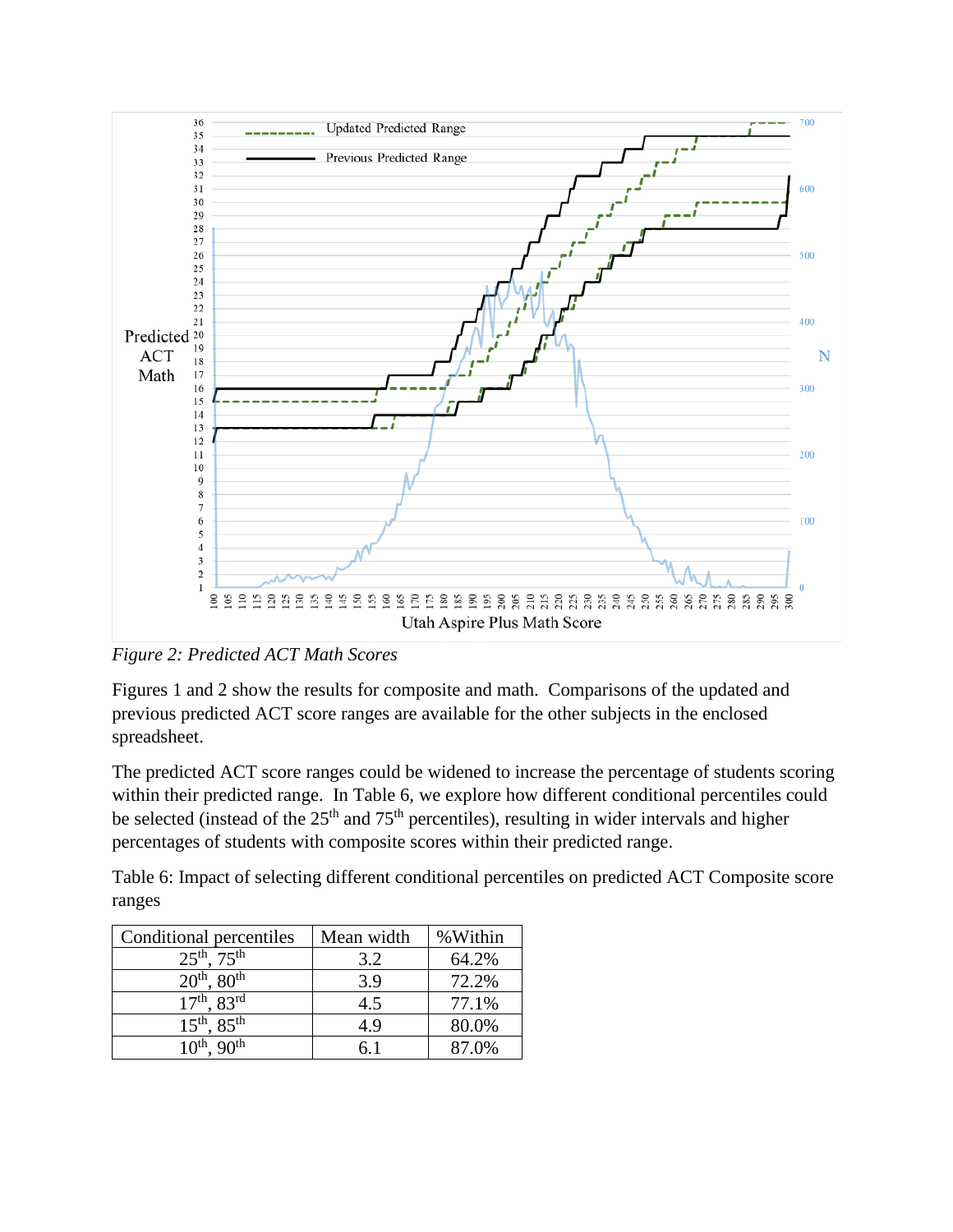Updated Predicted Range
Previous Predicted Range

Predicted ACT Math

36 35 34 33 32 31 30 29 28 27 26 25 24 23 22 21 20 19 18 17 16 15 14 13 12 11 10 9 8 7 6 5 4 3 2 1

700 600 500 400 300 200 100 0

N

100 105 110 115 120 125 130 135 140 145 150 155 160 165 170 175 180 185 190 195 200 205 210 215 220 225 230 235 240 245 250 255 260 265 270 275 280 285 290 295 300

Utah Aspire Plus Math Score

*Figure 2: Predicted ACT Math Scores*

Figures 1 and 2 show the results for composite and math. Comparisons of the updated and previous predicted ACT score ranges are available for the other subjects in the enclosed spreadsheet.

The predicted ACT score ranges could be widened to increase the percentage of students scoring within their predicted range. In Table 6, we explore how different conditional percentiles could be selected (instead of the 25th and 75th percentiles), resulting in wider intervals and higher percentages of students with composite scores within their predicted range.

Table 6: Impact of selecting different conditional percentiles on predicted ACT Composite score ranges

| Conditional percentiles | Mean width | %Within |
|---|---|---|
| 25th, 75th | 3.2 | 64.2% |
| 20th, 80th | 3.9 | 72.2% |
| 17th, 83rd | 4.5 | 77.1% |
| 15th, 85th | 4.9 | 80.0% |
| 10th, 90th | 6.1 | 87.0% |